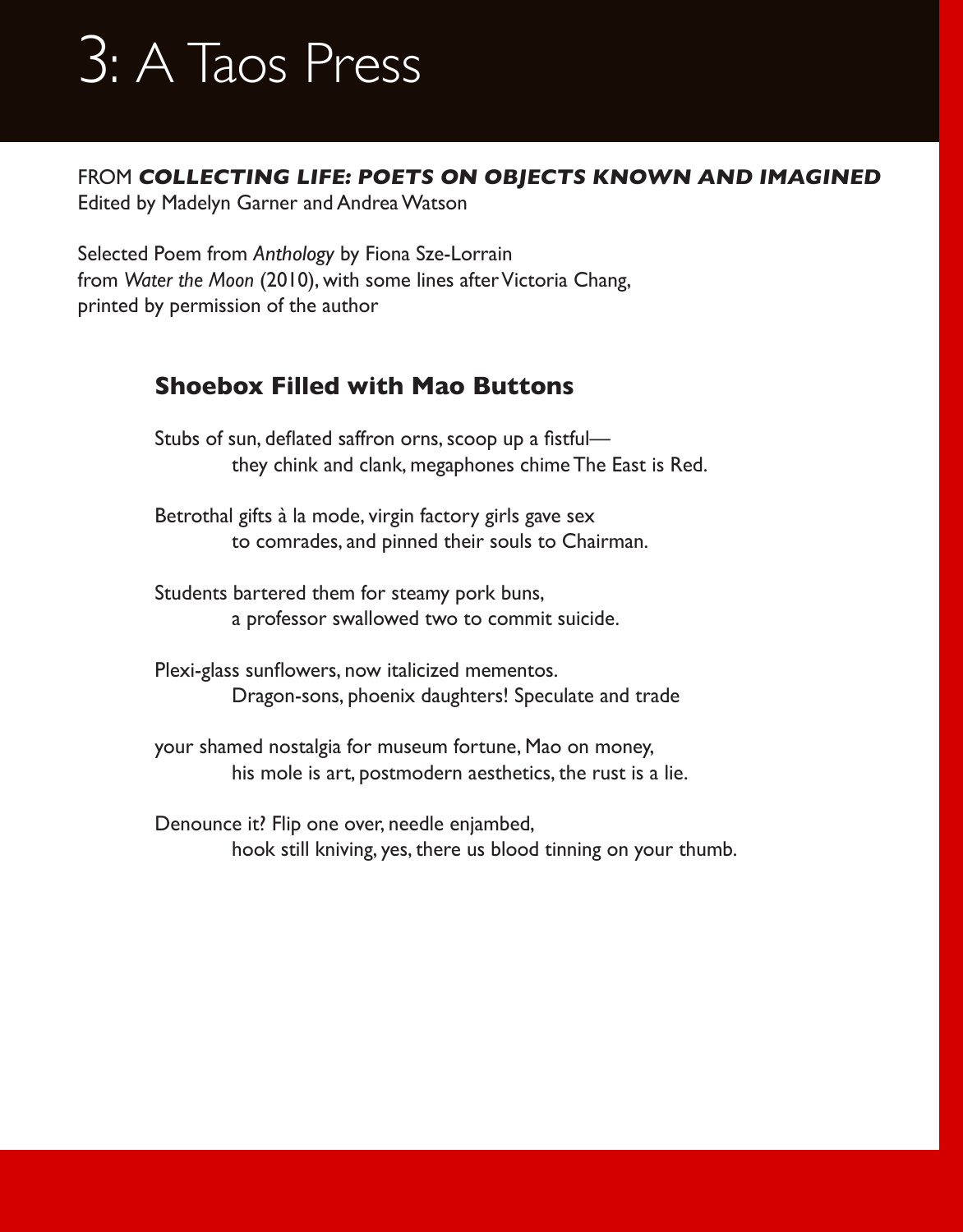# 3: A Taos Press

FROM ***COLLECTING LIFE: POETS ON OBJECTS KNOWN AND IMAGINED***
Edited by Madelyn Garner and Andrea Watson

Selected Poem from *Anthology* by Fiona Sze-Lorrain
from *Water the Moon* (2010), with some lines after Victoria Chang,
printed by permission of the author

## Shoebox Filled with Mao Buttons

Stubs of sun, deflated saffron orns, scoop up a fistful—
        they chink and clank, megaphones chime The East is Red.

Betrothal gifts à la mode, virgin factory girls gave sex
        to comrades, and pinned their souls to Chairman.

Students bartered them for steamy pork buns,
        a professor swallowed two to commit suicide.

Plexi-glass sunflowers, now italicized mementos.
        Dragon-sons, phoenix daughters! Speculate and trade

your shamed nostalgia for museum fortune, Mao on money,
        his mole is art, postmodern aesthetics, the rust is a lie.

Denounce it? Flip one over, needle enjambed,
        hook still kniving, yes, there us blood tinning on your thumb.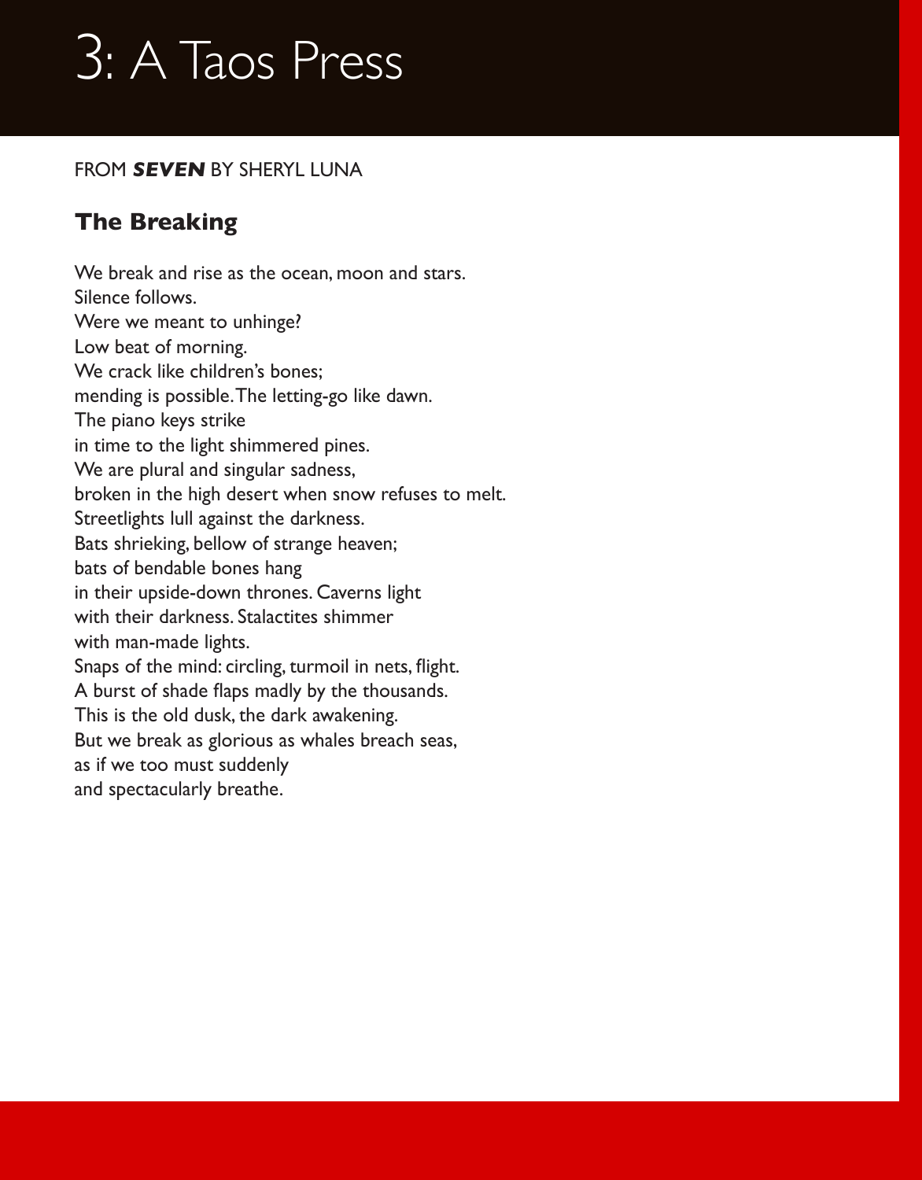# 3: A Taos Press

FROM ***SEVEN*** BY SHERYL LUNA

## The Breaking

We break and rise as the ocean, moon and stars.  
Silence follows.  
Were we meant to unhinge?  
Low beat of morning.  
We crack like children's bones;  
mending is possible. The letting-go like dawn.  
The piano keys strike  
in time to the light shimmered pines.  
We are plural and singular sadness,  
broken in the high desert when snow refuses to melt.  
Streetlights lull against the darkness.  
Bats shrieking, bellow of strange heaven;  
bats of bendable bones hang  
in their upside-down thrones. Caverns light  
with their darkness. Stalactites shimmer  
with man-made lights.  
Snaps of the mind: circling, turmoil in nets, flight.  
A burst of shade flaps madly by the thousands.  
This is the old dusk, the dark awakening.  
But we break as glorious as whales breach seas,  
as if we too must suddenly  
and spectacularly breathe.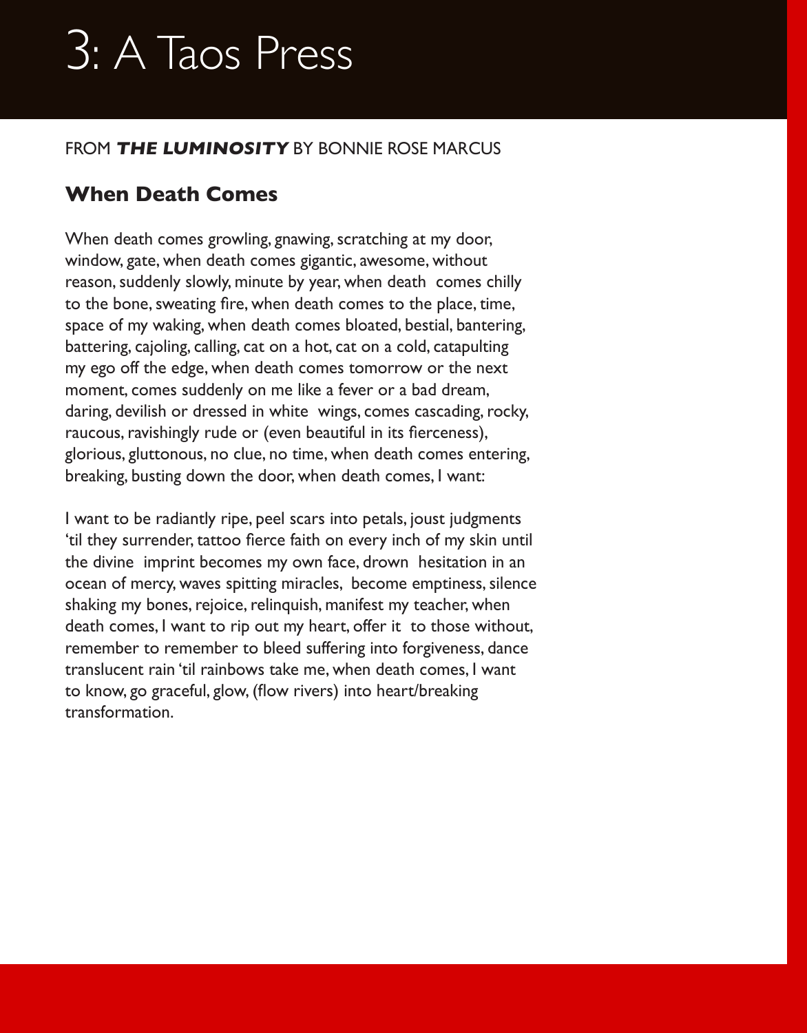# 3: A Taos Press

FROM ***THE LUMINOSITY*** BY BONNIE ROSE MARCUS

## When Death Comes

When death comes growling, gnawing, scratching at my door, window, gate, when death comes gigantic, awesome, without reason, suddenly slowly, minute by year, when death comes chilly to the bone, sweating fire, when death comes to the place, time, space of my waking, when death comes bloated, bestial, bantering, battering, cajoling, calling, cat on a hot, cat on a cold, catapulting my ego off the edge, when death comes tomorrow or the next moment, comes suddenly on me like a fever or a bad dream, daring, devilish or dressed in white wings, comes cascading, rocky, raucous, ravishingly rude or (even beautiful in its fierceness), glorious, gluttonous, no clue, no time, when death comes entering, breaking, busting down the door, when death comes, I want:

I want to be radiantly ripe, peel scars into petals, joust judgments 'til they surrender, tattoo fierce faith on every inch of my skin until the divine imprint becomes my own face, drown hesitation in an ocean of mercy, waves spitting miracles, become emptiness, silence shaking my bones, rejoice, relinquish, manifest my teacher, when death comes, I want to rip out my heart, offer it to those without, remember to remember to bleed suffering into forgiveness, dance translucent rain 'til rainbows take me, when death comes, I want to know, go graceful, glow, (flow rivers) into heart/breaking transformation.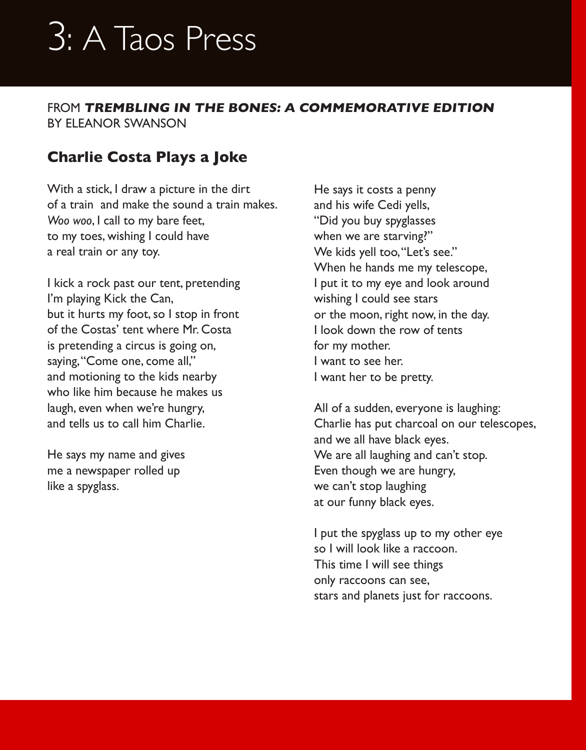# 3: A Taos Press

FROM ***TREMBLING IN THE BONES: A COMMEMORATIVE EDITION***
BY ELEANOR SWANSON

## Charlie Costa Plays a Joke

With a stick, I draw a picture in the dirt
of a train and make the sound a train makes.
*Woo woo*, I call to my bare feet,
to my toes, wishing I could have
a real train or any toy.

I kick a rock past our tent, pretending
I'm playing Kick the Can,
but it hurts my foot, so I stop in front
of the Costas' tent where Mr. Costa
is pretending a circus is going on,
saying, "Come one, come all,"
and motioning to the kids nearby
who like him because he makes us
laugh, even when we're hungry,
and tells us to call him Charlie.

He says my name and gives
me a newspaper rolled up
like a spyglass.

He says it costs a penny
and his wife Cedi yells,
"Did you buy spyglasses
when we are starving?"
We kids yell too, "Let's see."
When he hands me my telescope,
I put it to my eye and look around
wishing I could see stars
or the moon, right now, in the day.
I look down the row of tents
for my mother.
I want to see her.
I want her to be pretty.

All of a sudden, everyone is laughing:
Charlie has put charcoal on our telescopes,
and we all have black eyes.
We are all laughing and can't stop.
Even though we are hungry,
we can't stop laughing
at our funny black eyes.

I put the spyglass up to my other eye
so I will look like a raccoon.
This time I will see things
only raccoons can see,
stars and planets just for raccoons.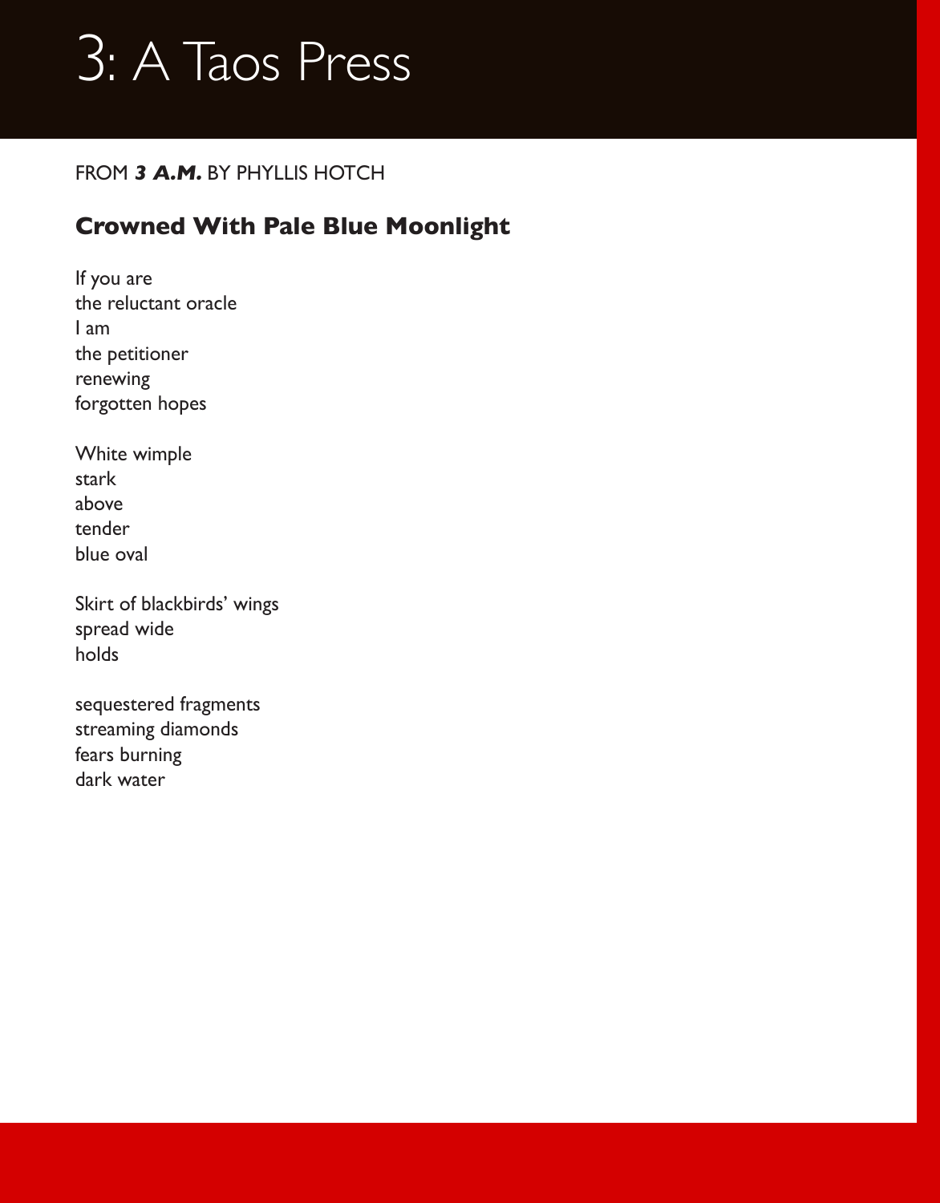# 3: A Taos Press

FROM ***3 A.M.*** BY PHYLLIS HOTCH

## Crowned With Pale Blue Moonlight

If you are  
the reluctant oracle  
I am  
the petitioner  
renewing  
forgotten hopes

White wimple  
stark  
above  
tender  
blue oval

Skirt of blackbirds' wings  
spread wide  
holds

sequestered fragments  
streaming diamonds  
fears burning  
dark water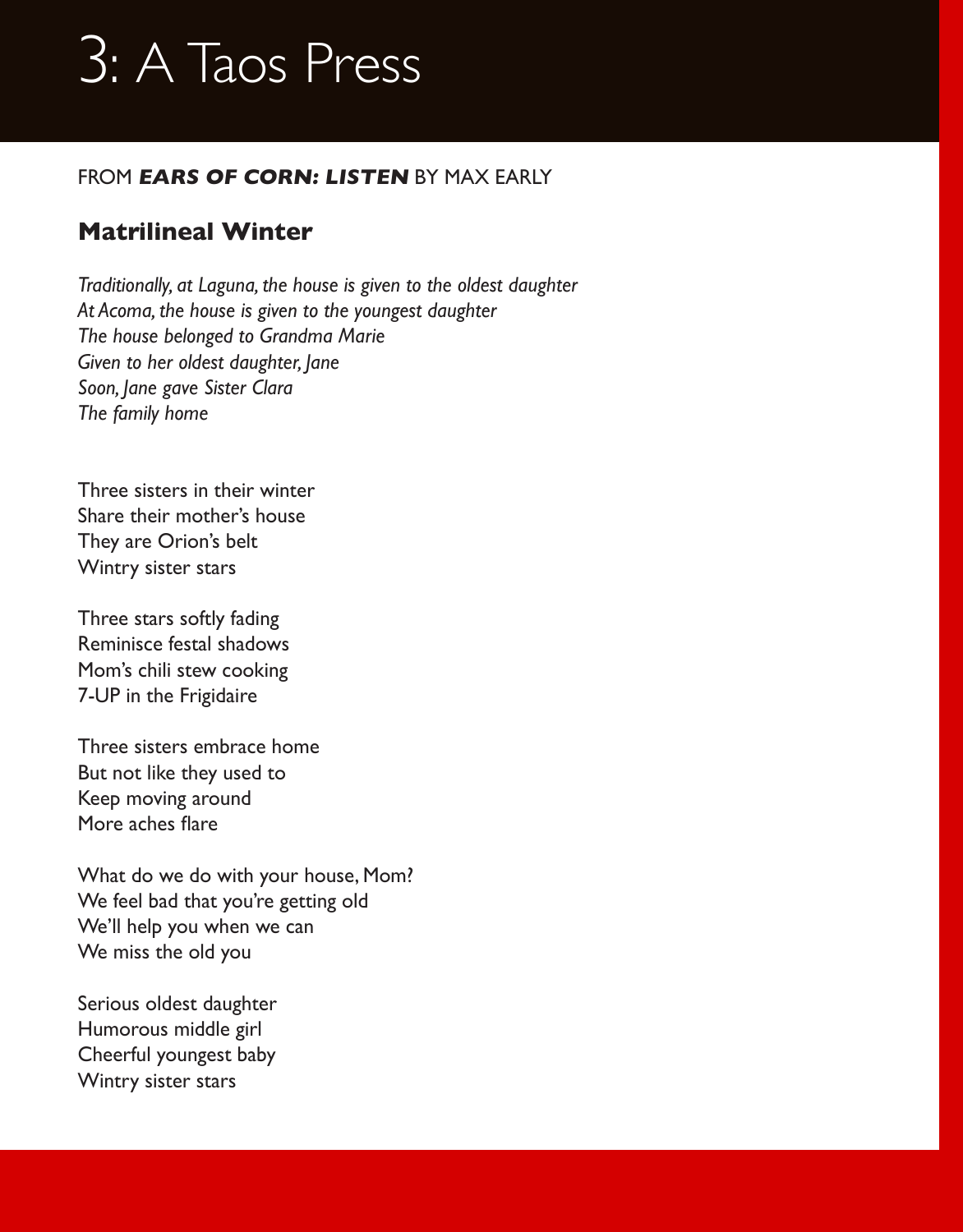# 3: A Taos Press

FROM ***EARS OF CORN: LISTEN*** BY MAX EARLY

## Matrilineal Winter

*Traditionally, at Laguna, the house is given to the oldest daughter*
*At Acoma, the house is given to the youngest daughter*
*The house belonged to Grandma Marie*
*Given to her oldest daughter, Jane*
*Soon, Jane gave Sister Clara*
*The family home*

Three sisters in their winter
Share their mother's house
They are Orion's belt
Wintry sister stars

Three stars softly fading
Reminisce festal shadows
Mom's chili stew cooking
7-UP in the Frigidaire

Three sisters embrace home
But not like they used to
Keep moving around
More aches flare

What do we do with your house, Mom?
We feel bad that you're getting old
We'll help you when we can
We miss the old you

Serious oldest daughter
Humorous middle girl
Cheerful youngest baby
Wintry sister stars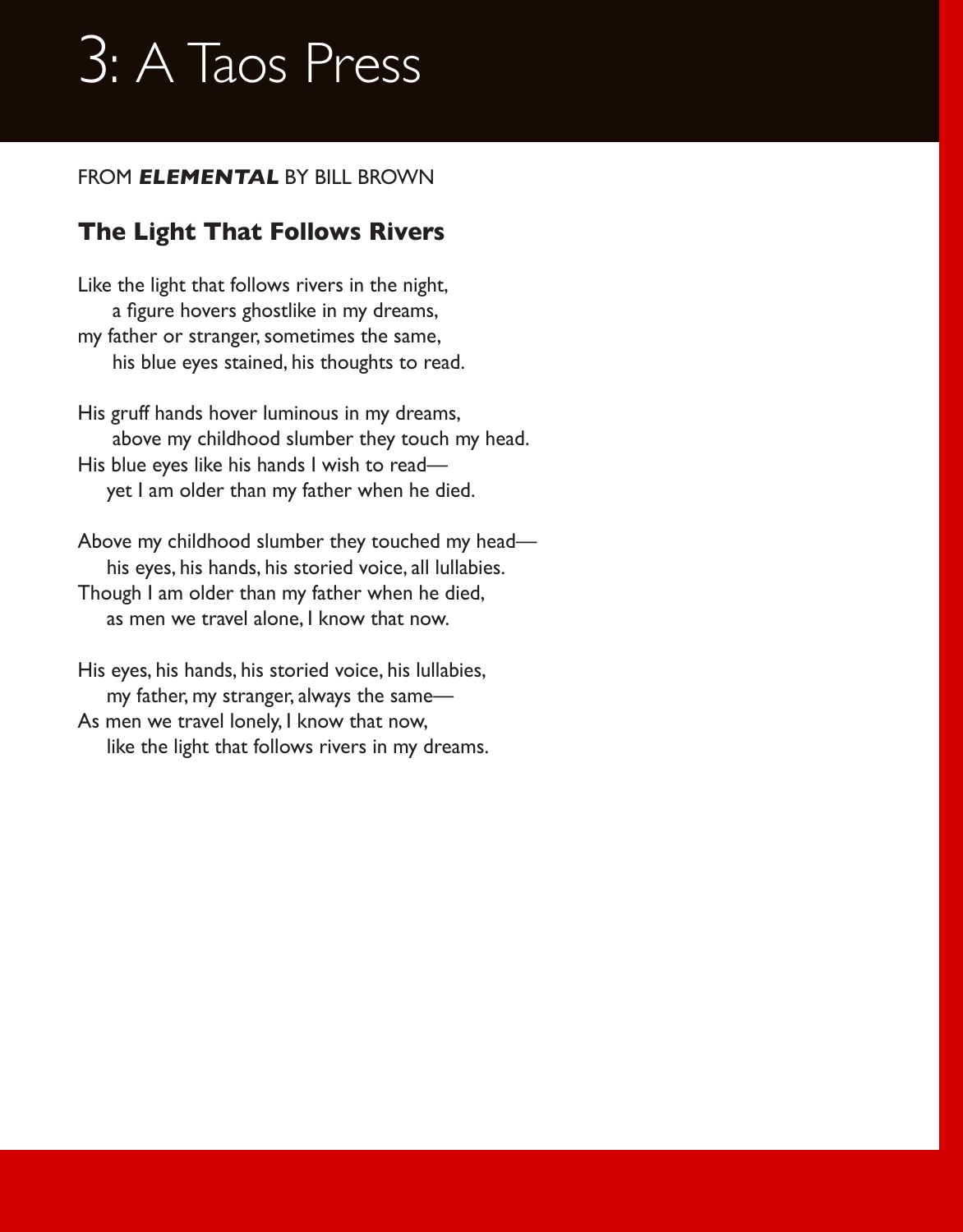# 3: A Taos Press

FROM ***ELEMENTAL*** BY BILL BROWN

### The Light That Follows Rivers

Like the light that follows rivers in the night,
   a figure hovers ghostlike in my dreams,
my father or stranger, sometimes the same,
   his blue eyes stained, his thoughts to read.

His gruff hands hover luminous in my dreams,
   above my childhood slumber they touch my head.
His blue eyes like his hands I wish to read—
   yet I am older than my father when he died.

Above my childhood slumber they touched my head—
   his eyes, his hands, his storied voice, all lullabies.
Though I am older than my father when he died,
   as men we travel alone, I know that now.

His eyes, his hands, his storied voice, his lullabies,
   my father, my stranger, always the same—
As men we travel lonely, I know that now,
   like the light that follows rivers in my dreams.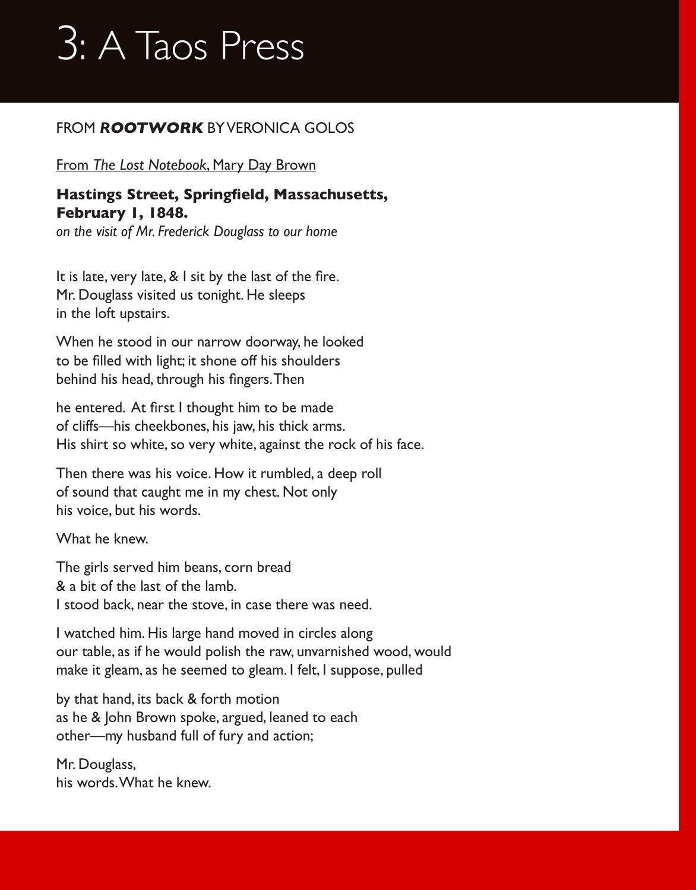# 3: A Taos Press

FROM ***ROOTWORK*** BY VERONICA GOLOS

From *The Lost Notebook*, Mary Day Brown

**Hastings Street, Springfield, Massachusetts, February 1, 1848.**

*on the visit of Mr. Frederick Douglass to our home*

It is late, very late, & I sit by the last of the fire.
Mr. Douglass visited us tonight. He sleeps
in the loft upstairs.

When he stood in our narrow doorway, he looked
to be filled with light; it shone off his shoulders
behind his head, through his fingers. Then

he entered. At first I thought him to be made
of cliffs—his cheekbones, his jaw, his thick arms.
His shirt so white, so very white, against the rock of his face.

Then there was his voice. How it rumbled, a deep roll
of sound that caught me in my chest. Not only
his voice, but his words.

What he knew.

The girls served him beans, corn bread
& a bit of the last of the lamb.
I stood back, near the stove, in case there was need.

I watched him. His large hand moved in circles along
our table, as if he would polish the raw, unvarnished wood, would
make it gleam, as he seemed to gleam. I felt, I suppose, pulled

by that hand, its back & forth motion
as he & John Brown spoke, argued, leaned to each
other—my husband full of fury and action;

Mr. Douglass,
his words. What he knew.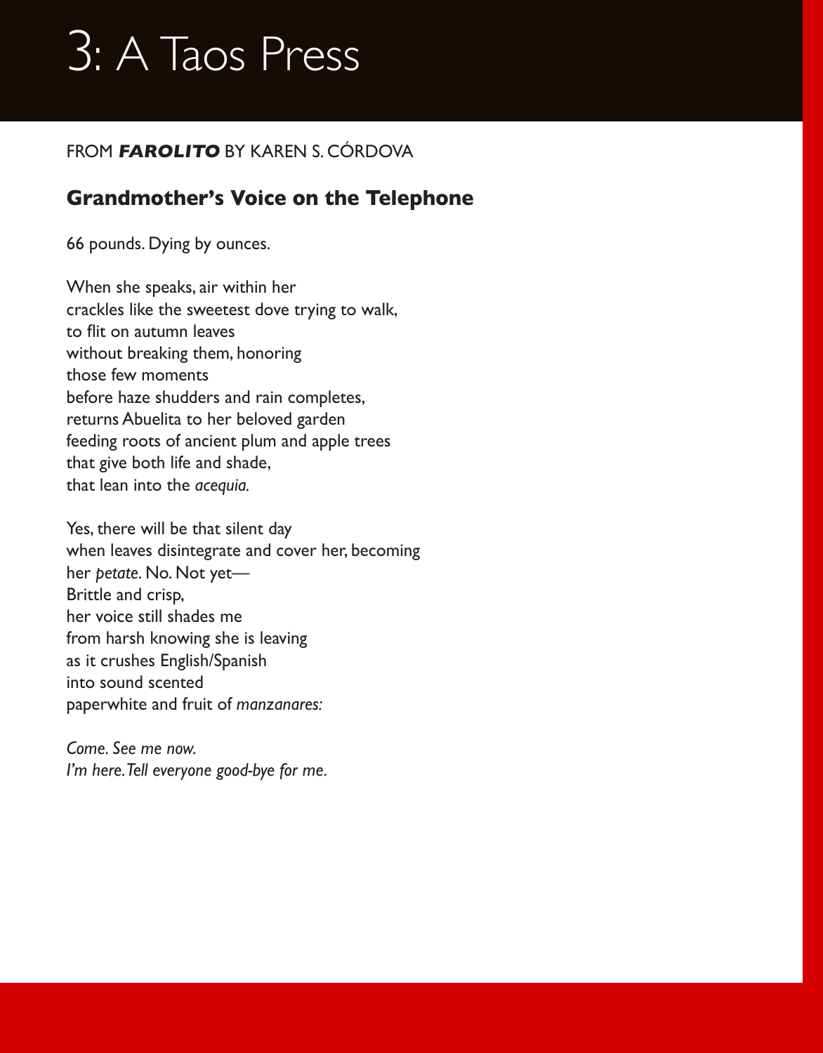# 3: A Taos Press

FROM ***FAROLITO*** BY KAREN S. CÓRDOVA

## Grandmother's Voice on the Telephone

66 pounds. Dying by ounces.

When she speaks, air within her  
crackles like the sweetest dove trying to walk,  
to flit on autumn leaves  
without breaking them, honoring  
those few moments  
before haze shudders and rain completes,  
returns Abuelita to her beloved garden  
feeding roots of ancient plum and apple trees  
that give both life and shade,  
that lean into the *acequia.*

Yes, there will be that silent day  
when leaves disintegrate and cover her, becoming  
her *petate*. No. Not yet—  
Brittle and crisp,  
her voice still shades me  
from harsh knowing she is leaving  
as it crushes English/Spanish  
into sound scented  
paperwhite and fruit of *manzanares:*

*Come. See me now.*  
*I'm here. Tell everyone good-bye for me.*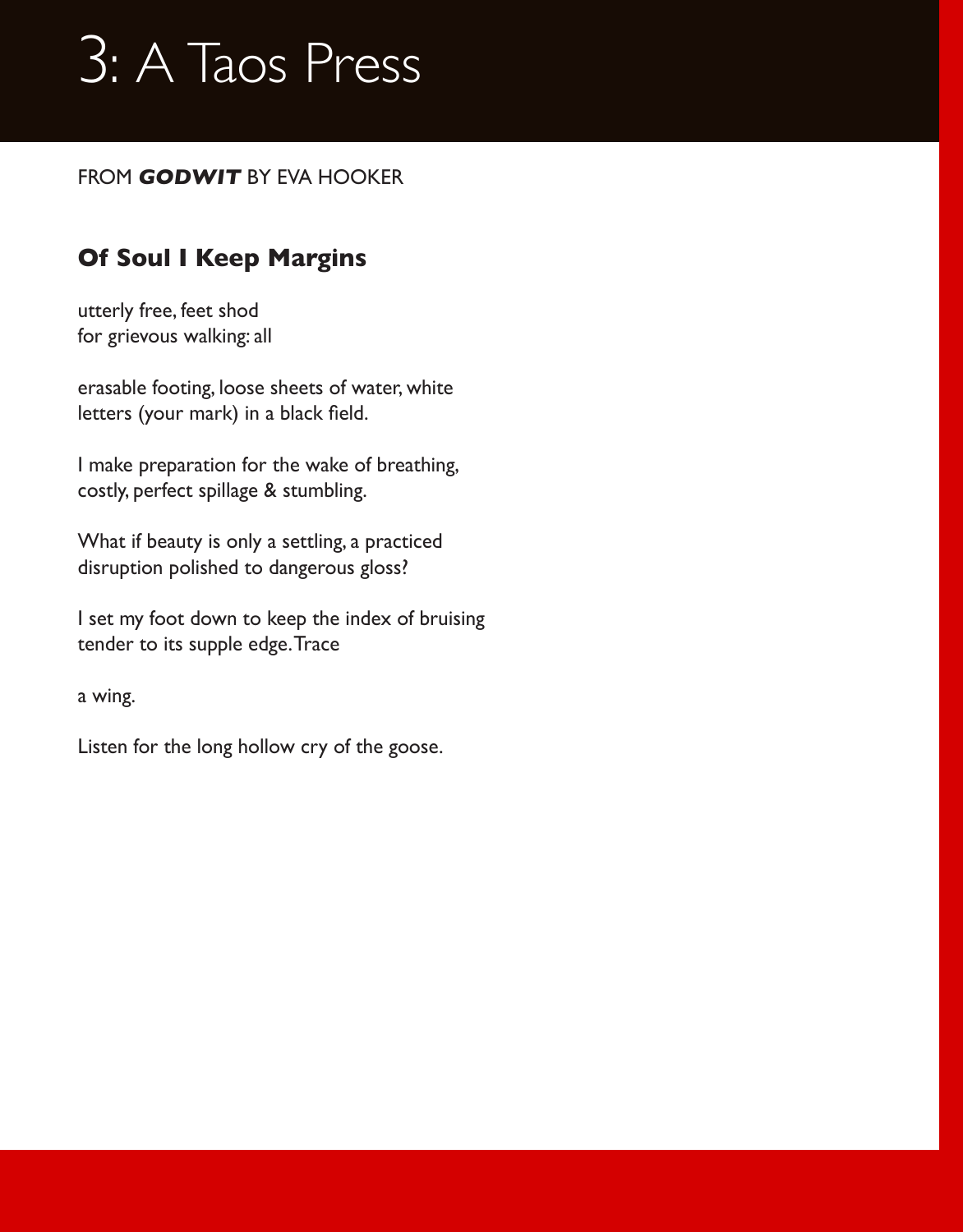# 3: A Taos Press

FROM ***GODWIT*** BY EVA HOOKER

## Of Soul I Keep Margins

utterly free, feet shod  
for grievous walking: all

erasable footing, loose sheets of water, white  
letters (your mark) in a black field.

I make preparation for the wake of breathing,  
costly, perfect spillage & stumbling.

What if beauty is only a settling, a practiced  
disruption polished to dangerous gloss?

I set my foot down to keep the index of bruising  
tender to its supple edge. Trace

a wing.

Listen for the long hollow cry of the goose.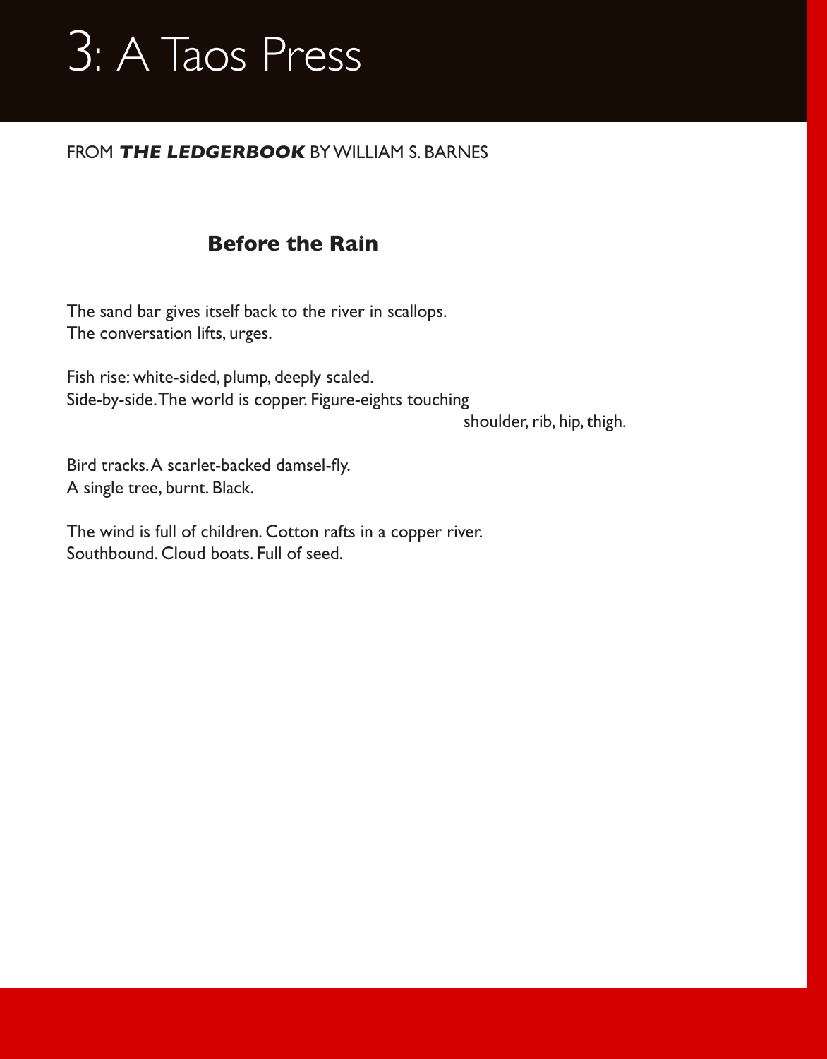# 3: A Taos Press

FROM ***THE LEDGERBOOK*** BY WILLIAM S. BARNES

## Before the Rain

The sand bar gives itself back to the river in scallops.
The conversation lifts, urges.

Fish rise: white-sided, plump, deeply scaled.
Side-by-side. The world is copper. Figure-eights touching
                                                                                                    shoulder, rib, hip, thigh.

Bird tracks. A scarlet-backed damsel-fly.
A single tree, burnt. Black.

The wind is full of children. Cotton rafts in a copper river.
Southbound. Cloud boats. Full of seed.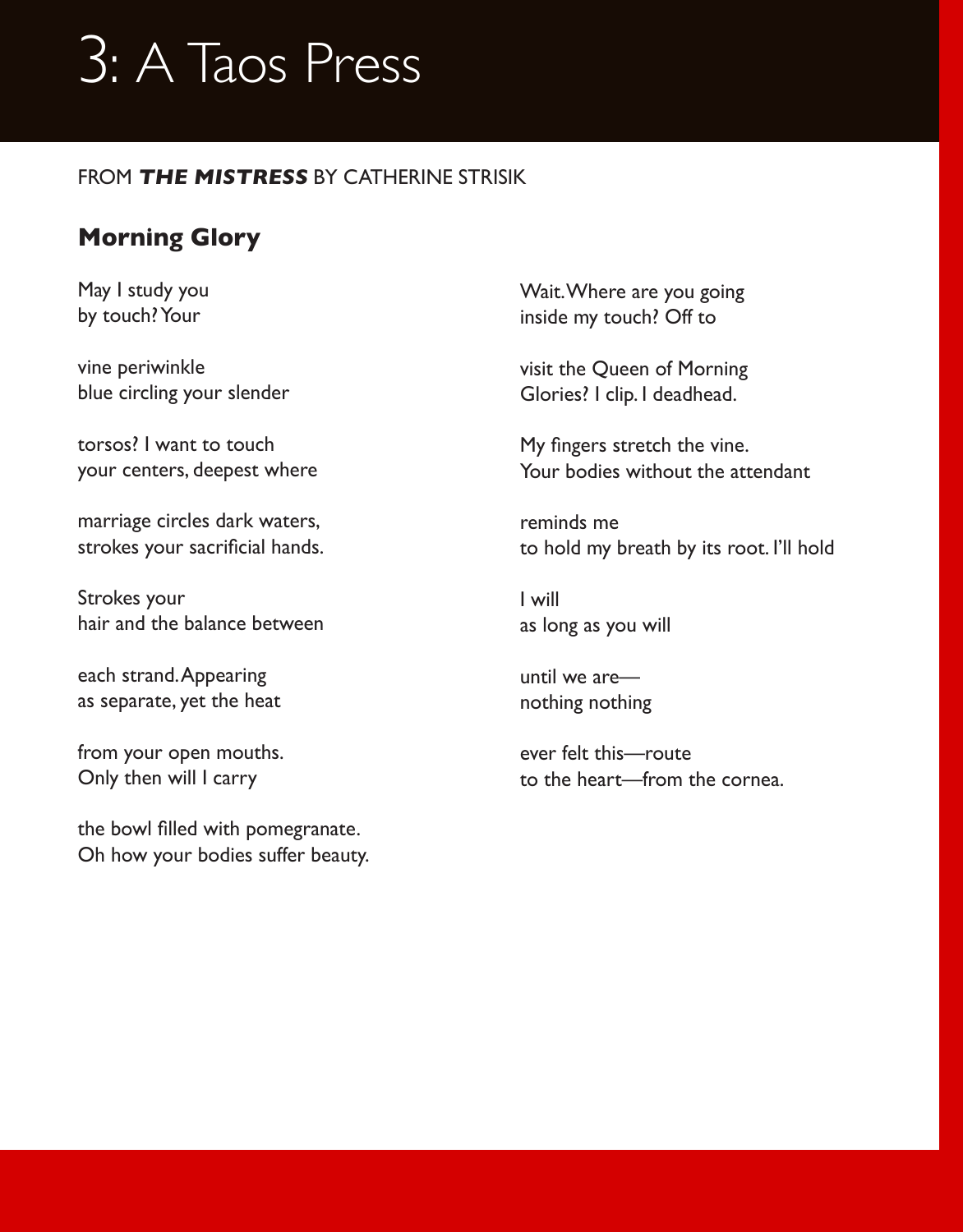# 3: A Taos Press

FROM ***THE MISTRESS*** BY CATHERINE STRISIK

## Morning Glory

May I study you
by touch? Your

vine periwinkle
blue circling your slender

torsos? I want to touch
your centers, deepest where

marriage circles dark waters,
strokes your sacrificial hands.

Strokes your
hair and the balance between

each strand. Appearing
as separate, yet the heat

from your open mouths.
Only then will I carry

the bowl filled with pomegranate.
Oh how your bodies suffer beauty.

Wait. Where are you going
inside my touch? Off to

visit the Queen of Morning
Glories? I clip. I deadhead.

My fingers stretch the vine.
Your bodies without the attendant

reminds me
to hold my breath by its root. I'll hold

I will
as long as you will

until we are—
nothing nothing

ever felt this—route
to the heart—from the cornea.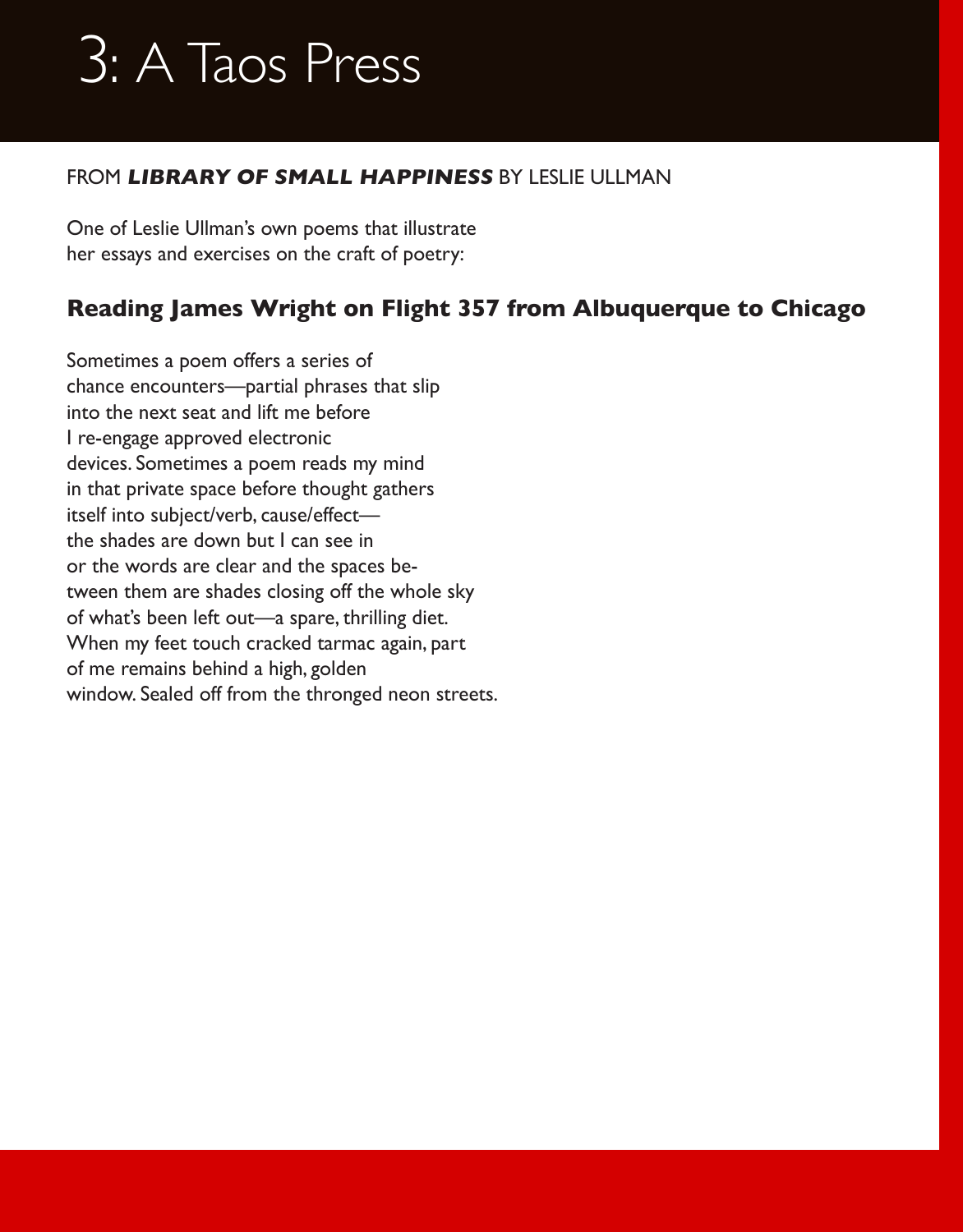# 3: A Taos Press

FROM ***LIBRARY OF SMALL HAPPINESS*** BY LESLIE ULLMAN

One of Leslie Ullman's own poems that illustrate
her essays and exercises on the craft of poetry:

## Reading James Wright on Flight 357 from Albuquerque to Chicago

Sometimes a poem offers a series of
chance encounters—partial phrases that slip
into the next seat and lift me before
I re-engage approved electronic
devices. Sometimes a poem reads my mind
in that private space before thought gathers
itself into subject/verb, cause/effect—
the shades are down but I can see in
or the words are clear and the spaces be-
tween them are shades closing off the whole sky
of what's been left out—a spare, thrilling diet.
When my feet touch cracked tarmac again, part
of me remains behind a high, golden
window. Sealed off from the thronged neon streets.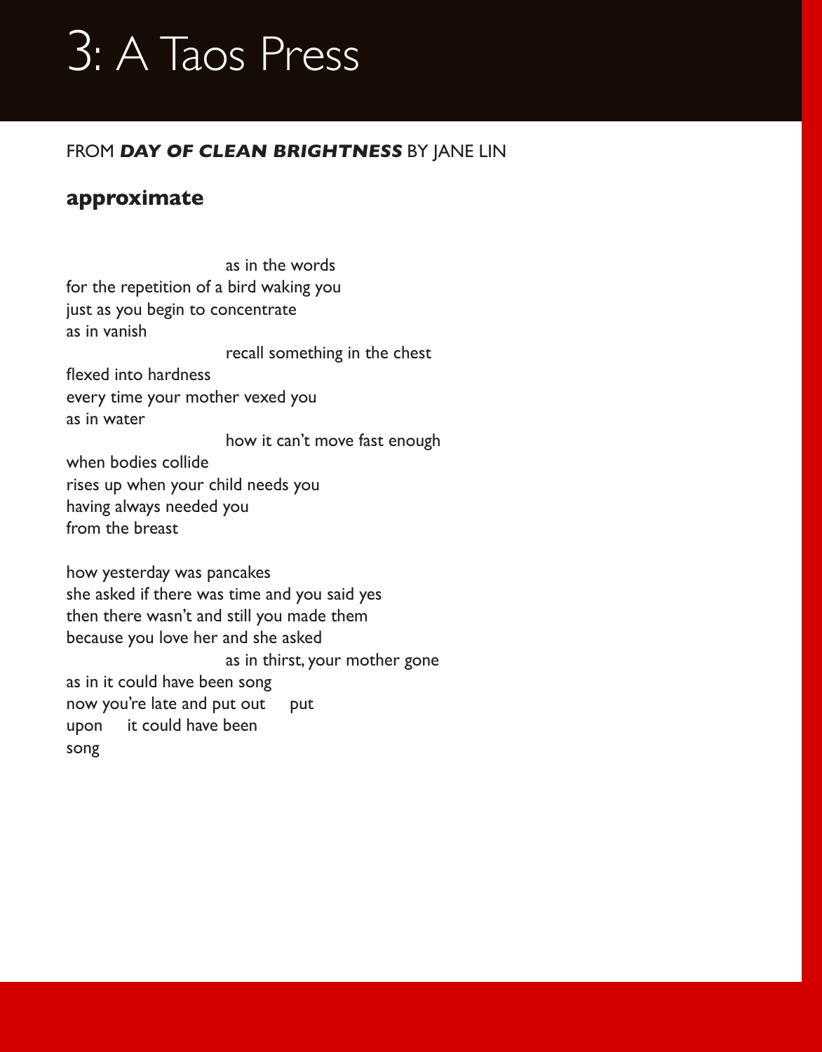# 3: A Taos Press

FROM ***DAY OF CLEAN BRIGHTNESS*** BY JANE LIN

## approximate

                        as in the words  
for the repetition of a bird waking you  
just as you begin to concentrate  
as in vanish  
                        recall something in the chest  
flexed into hardness  
every time your mother vexed you  
as in water  
                        how it can't move fast enough  
when bodies collide  
rises up when your child needs you  
having always needed you  
from the breast

how yesterday was pancakes  
she asked if there was time and you said yes  
then there wasn't and still you made them  
because you love her and she asked  
                        as in thirst, your mother gone  
as in it could have been song  
now you're late and put out     put  
upon     it could have been  
song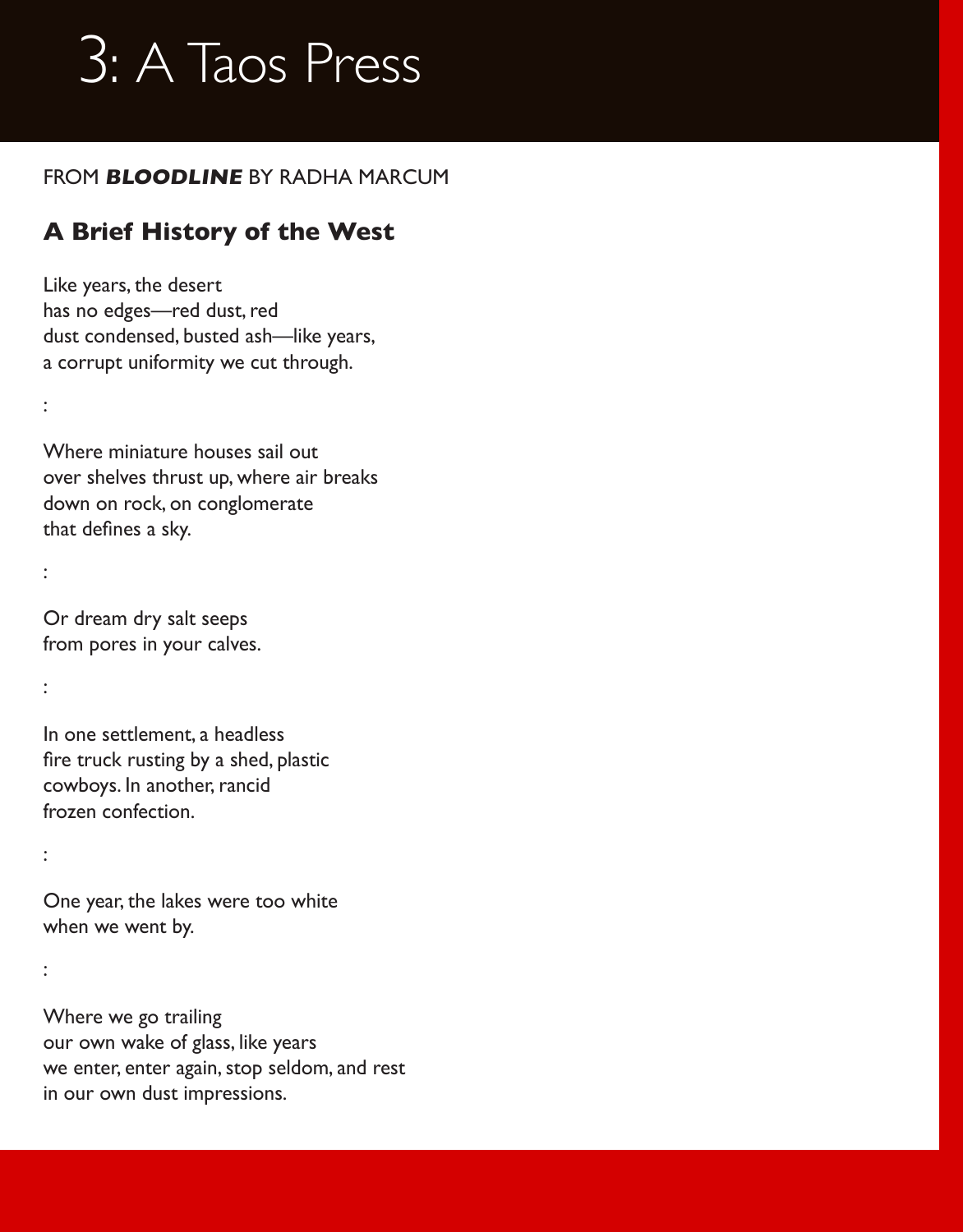# 3: A Taos Press

FROM ***BLOODLINE*** BY RADHA MARCUM

## A Brief History of the West

Like years, the desert  
has no edges—red dust, red  
dust condensed, busted ash—like years,  
a corrupt uniformity we cut through.

:

Where miniature houses sail out  
over shelves thrust up, where air breaks  
down on rock, on conglomerate  
that defines a sky.

:

Or dream dry salt seeps  
from pores in your calves.

:

In one settlement, a headless  
fire truck rusting by a shed, plastic  
cowboys. In another, rancid  
frozen confection.

:

One year, the lakes were too white  
when we went by.

:

Where we go trailing  
our own wake of glass, like years  
we enter, enter again, stop seldom, and rest  
in our own dust impressions.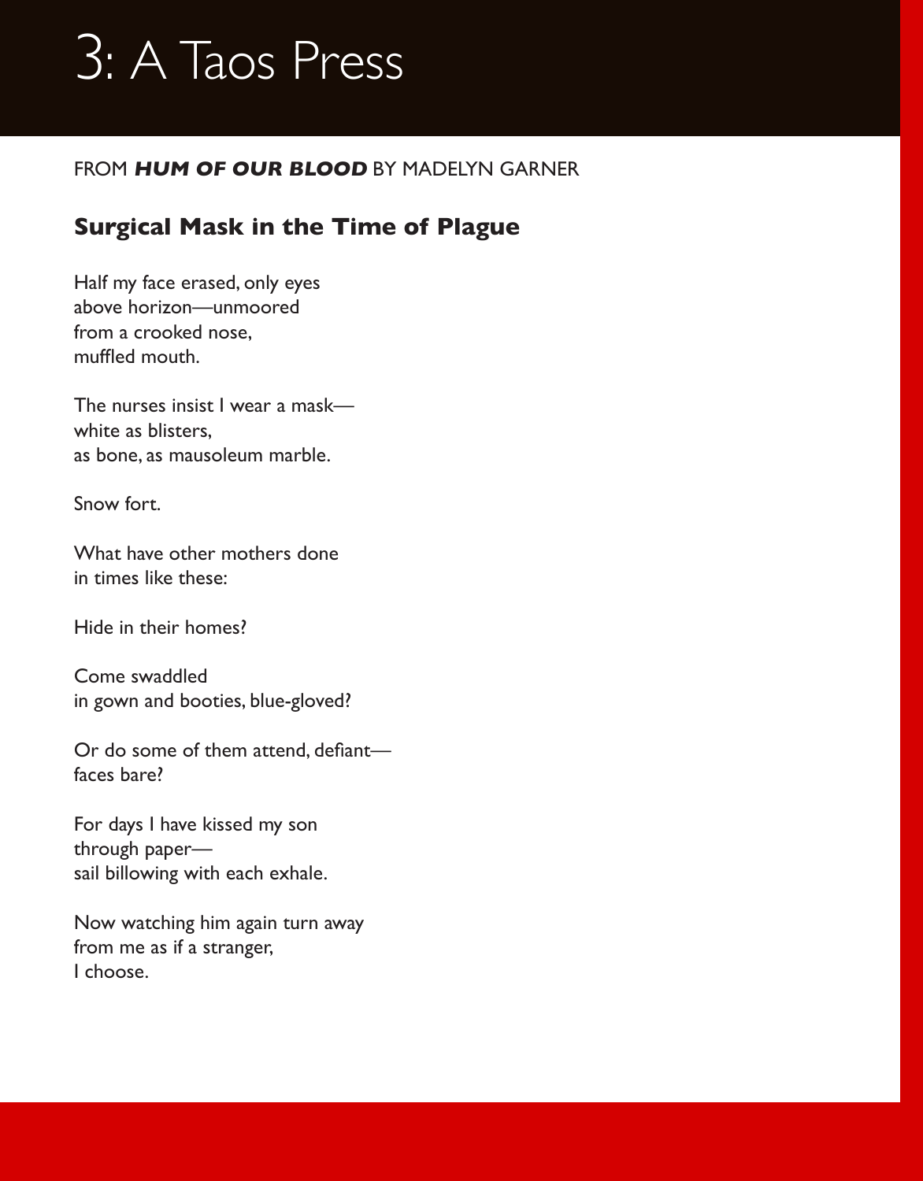# 3: A Taos Press

FROM ***HUM OF OUR BLOOD*** BY MADELYN GARNER

## Surgical Mask in the Time of Plague

Half my face erased, only eyes  
above horizon—unmoored  
from a crooked nose,  
muffled mouth.

The nurses insist I wear a mask—  
white as blisters,  
as bone, as mausoleum marble.

Snow fort.

What have other mothers done  
in times like these:

Hide in their homes?

Come swaddled  
in gown and booties, blue-gloved?

Or do some of them attend, defiant—  
faces bare?

For days I have kissed my son  
through paper—  
sail billowing with each exhale.

Now watching him again turn away  
from me as if a stranger,  
I choose.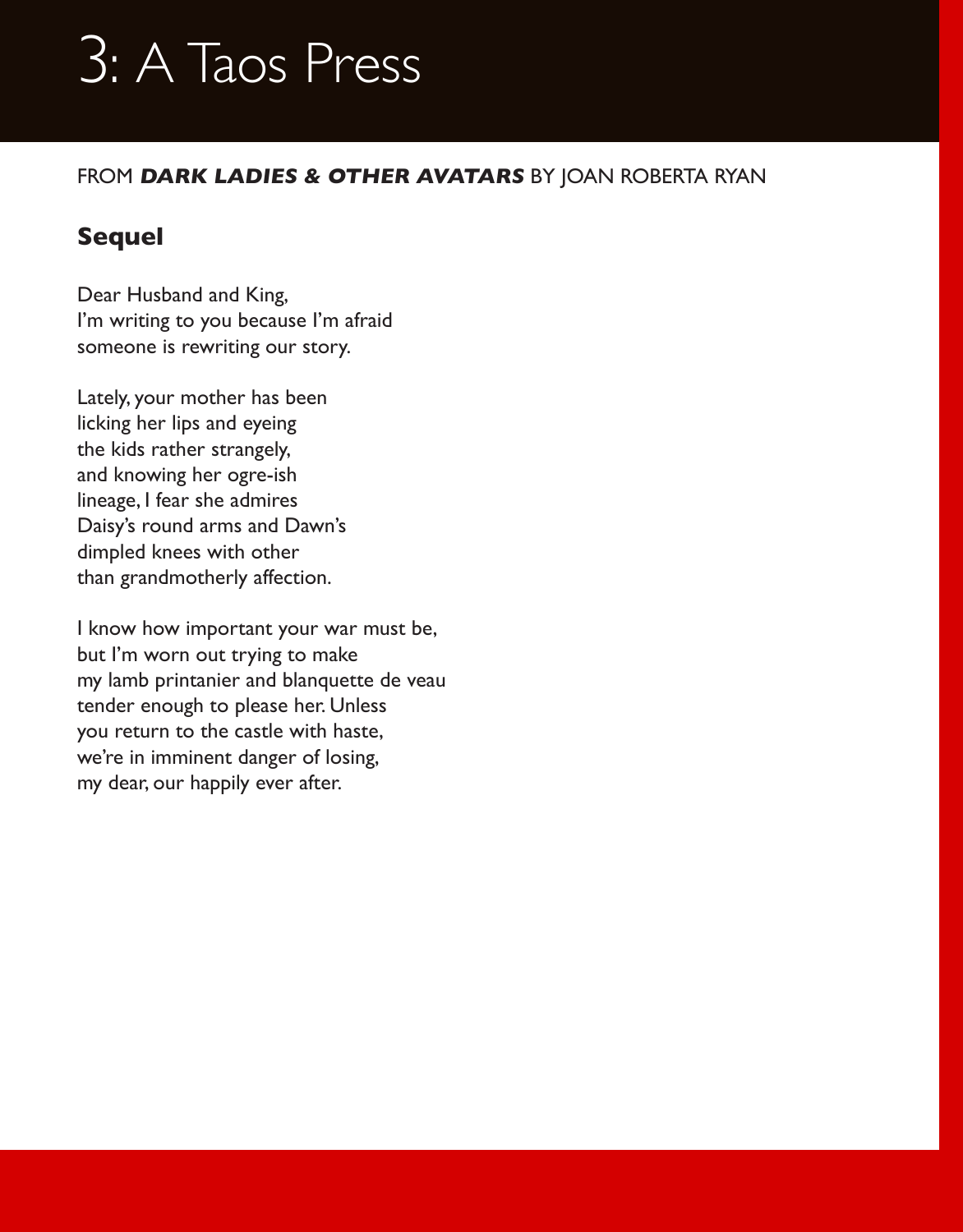# 3: A Taos Press

FROM ***DARK LADIES & OTHER AVATARS*** BY JOAN ROBERTA RYAN

## Sequel

Dear Husband and King,  
I'm writing to you because I'm afraid  
someone is rewriting our story.

Lately, your mother has been  
licking her lips and eyeing  
the kids rather strangely,  
and knowing her ogre-ish  
lineage, I fear she admires  
Daisy's round arms and Dawn's  
dimpled knees with other  
than grandmotherly affection.

I know how important your war must be,  
but I'm worn out trying to make  
my lamb printanier and blanquette de veau  
tender enough to please her. Unless  
you return to the castle with haste,  
we're in imminent danger of losing,  
my dear, our happily ever after.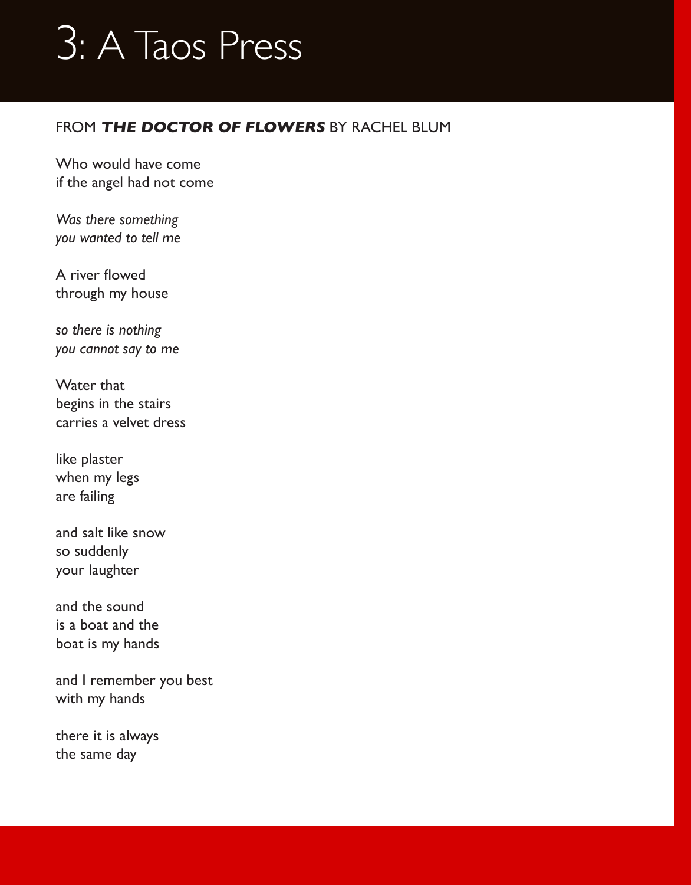# 3: A Taos Press

## FROM ***THE DOCTOR OF FLOWERS*** BY RACHEL BLUM

Who would have come  
if the angel had not come

*Was there something  
you wanted to tell me*

A river flowed  
through my house

*so there is nothing  
you cannot say to me*

Water that  
begins in the stairs  
carries a velvet dress

like plaster  
when my legs  
are failing

and salt like snow  
so suddenly  
your laughter

and the sound  
is a boat and the  
boat is my hands

and I remember you best  
with my hands

there it is always  
the same day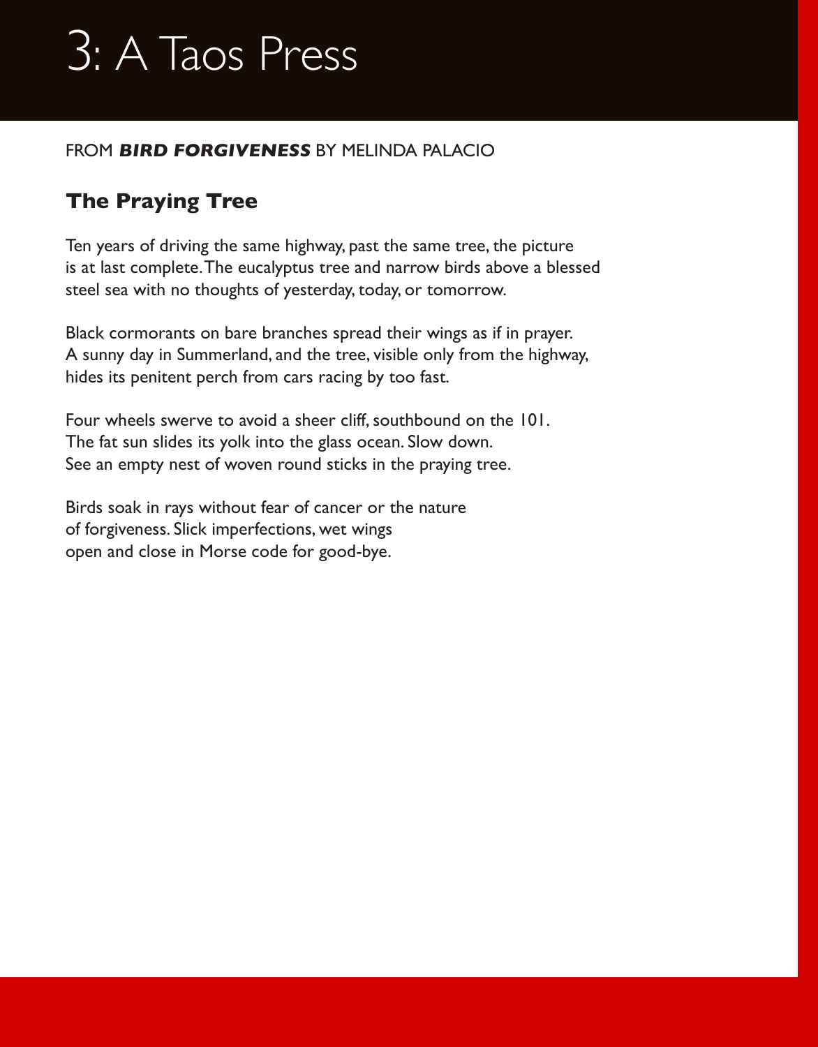# 3: A Taos Press

FROM ***BIRD FORGIVENESS*** BY MELINDA PALACIO

## The Praying Tree

Ten years of driving the same highway, past the same tree, the picture
is at last complete. The eucalyptus tree and narrow birds above a blessed
steel sea with no thoughts of yesterday, today, or tomorrow.

Black cormorants on bare branches spread their wings as if in prayer.
A sunny day in Summerland, and the tree, visible only from the highway,
hides its penitent perch from cars racing by too fast.

Four wheels swerve to avoid a sheer cliff, southbound on the 101.
The fat sun slides its yolk into the glass ocean. Slow down.
See an empty nest of woven round sticks in the praying tree.

Birds soak in rays without fear of cancer or the nature
of forgiveness. Slick imperfections, wet wings
open and close in Morse code for good-bye.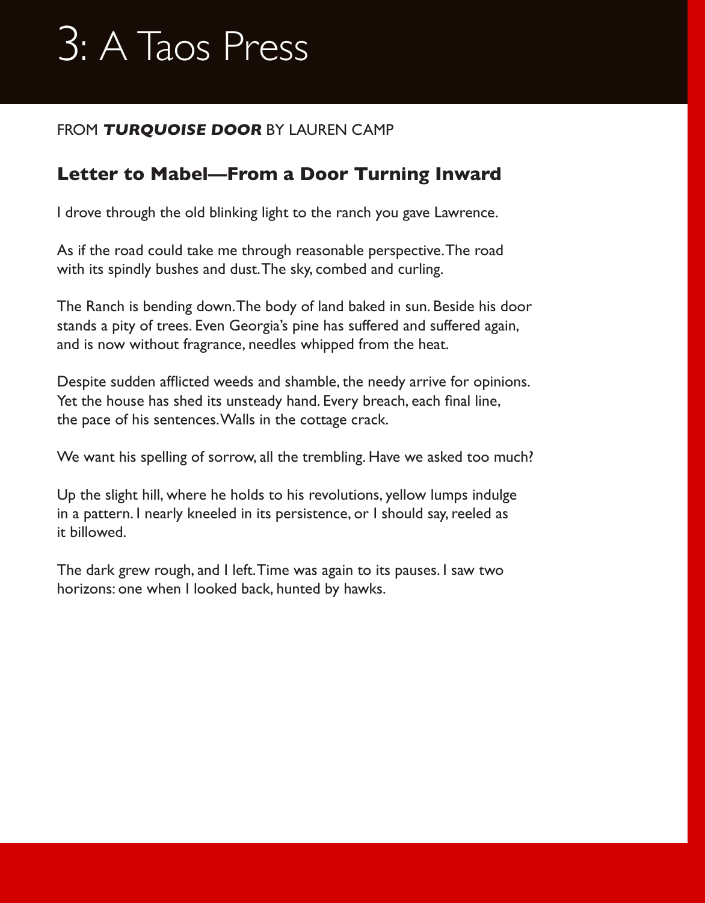# 3: A Taos Press

FROM ***TURQUOISE DOOR*** BY LAUREN CAMP

## Letter to Mabel—From a Door Turning Inward

I drove through the old blinking light to the ranch you gave Lawrence.

As if the road could take me through reasonable perspective. The road
with its spindly bushes and dust. The sky, combed and curling.

The Ranch is bending down. The body of land baked in sun. Beside his door
stands a pity of trees. Even Georgia's pine has suffered and suffered again,
and is now without fragrance, needles whipped from the heat.

Despite sudden afflicted weeds and shamble, the needy arrive for opinions.
Yet the house has shed its unsteady hand. Every breach, each final line,
the pace of his sentences. Walls in the cottage crack.

We want his spelling of sorrow, all the trembling. Have we asked too much?

Up the slight hill, where he holds to his revolutions, yellow lumps indulge
in a pattern. I nearly kneeled in its persistence, or I should say, reeled as
it billowed.

The dark grew rough, and I left. Time was again to its pauses. I saw two
horizons: one when I looked back, hunted by hawks.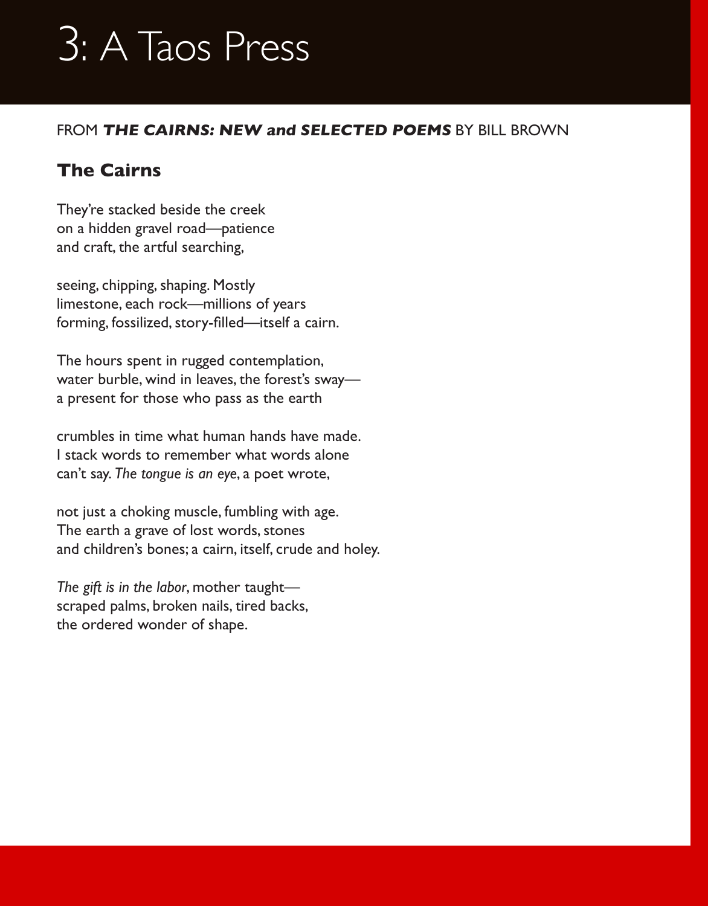# 3: A Taos Press

FROM ***THE CAIRNS: NEW and SELECTED POEMS*** BY BILL BROWN

## The Cairns

They're stacked beside the creek  
on a hidden gravel road—patience  
and craft, the artful searching,

seeing, chipping, shaping. Mostly  
limestone, each rock—millions of years  
forming, fossilized, story-filled—itself a cairn.

The hours spent in rugged contemplation,  
water burble, wind in leaves, the forest's sway—  
a present for those who pass as the earth

crumbles in time what human hands have made.  
I stack words to remember what words alone  
can't say. *The tongue is an eye*, a poet wrote,

not just a choking muscle, fumbling with age.  
The earth a grave of lost words, stones  
and children's bones; a cairn, itself, crude and holey.

*The gift is in the labor*, mother taught—  
scraped palms, broken nails, tired backs,  
the ordered wonder of shape.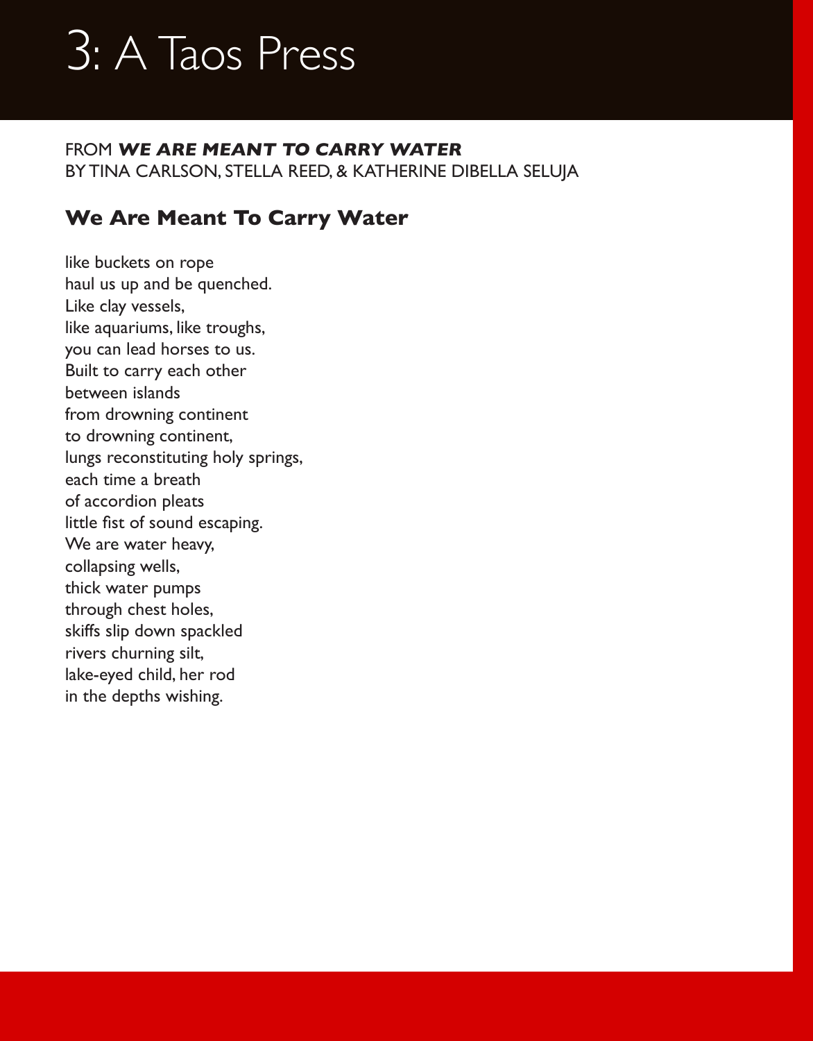# 3: A Taos Press

FROM ***WE ARE MEANT TO CARRY WATER***
BY TINA CARLSON, STELLA REED, & KATHERINE DIBELLA SELUJA

## We Are Meant To Carry Water

like buckets on rope
haul us up and be quenched.
Like clay vessels,
like aquariums, like troughs,
you can lead horses to us.
Built to carry each other
between islands
from drowning continent
to drowning continent,
lungs reconstituting holy springs,
each time a breath
of accordion pleats
little fist of sound escaping.
We are water heavy,
collapsing wells,
thick water pumps
through chest holes,
skiffs slip down spackled
rivers churning silt,
lake-eyed child, her rod
in the depths wishing.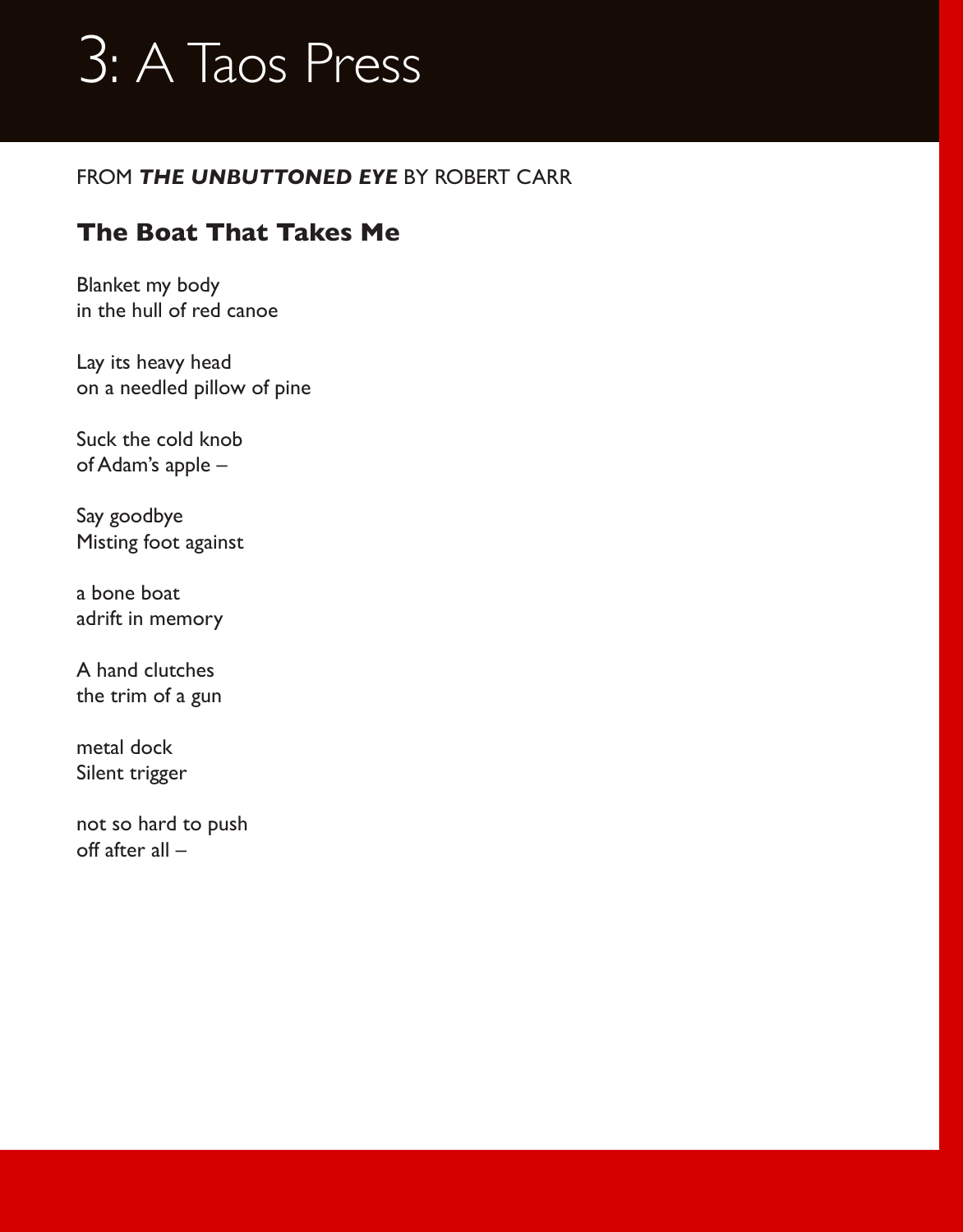# 3: A Taos Press

FROM ***THE UNBUTTONED EYE*** BY ROBERT CARR

## The Boat That Takes Me

Blanket my body  
in the hull of red canoe

Lay its heavy head  
on a needled pillow of pine

Suck the cold knob  
of Adam's apple –

Say goodbye  
Misting foot against

a bone boat  
adrift in memory

A hand clutches  
the trim of a gun

metal dock  
Silent trigger

not so hard to push  
off after all –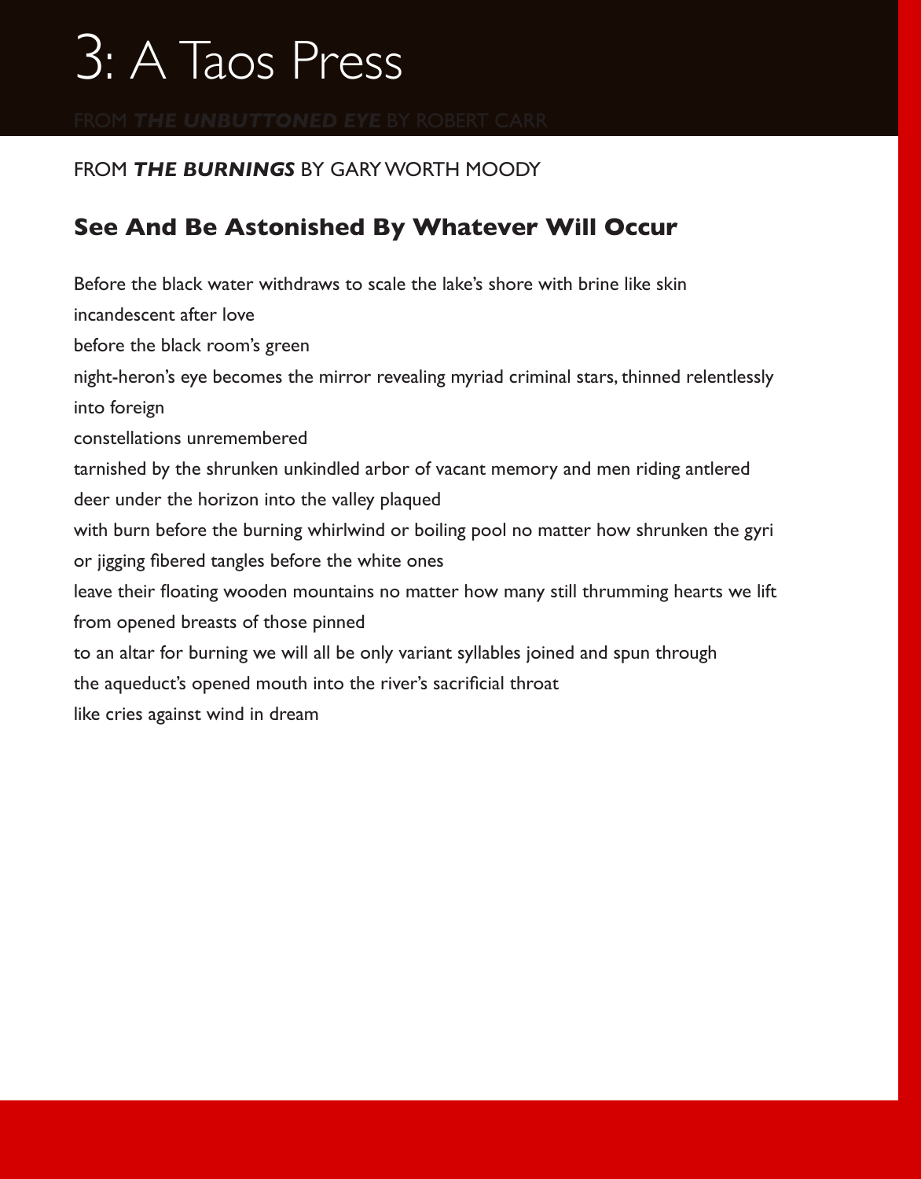# 3: A Taos Press

FROM ***THE UNBUTTONED EYE*** BY ROBERT CARR

FROM ***THE BURNINGS*** BY GARY WORTH MOODY

## See And Be Astonished By Whatever Will Occur

Before the black water withdraws to scale the lake's shore with brine like skin
incandescent after love
before the black room's green
night-heron's eye becomes the mirror revealing myriad criminal stars, thinned relentlessly
into foreign
constellations unremembered
tarnished by the shrunken unkindled arbor of vacant memory and men riding antlered
deer under the horizon into the valley plaqued
with burn before the burning whirlwind or boiling pool no matter how shrunken the gyri
or jigging fibered tangles before the white ones
leave their floating wooden mountains no matter how many still thrumming hearts we lift
from opened breasts of those pinned
to an altar for burning we will all be only variant syllables joined and spun through
the aqueduct's opened mouth into the river's sacrificial throat
like cries against wind in dream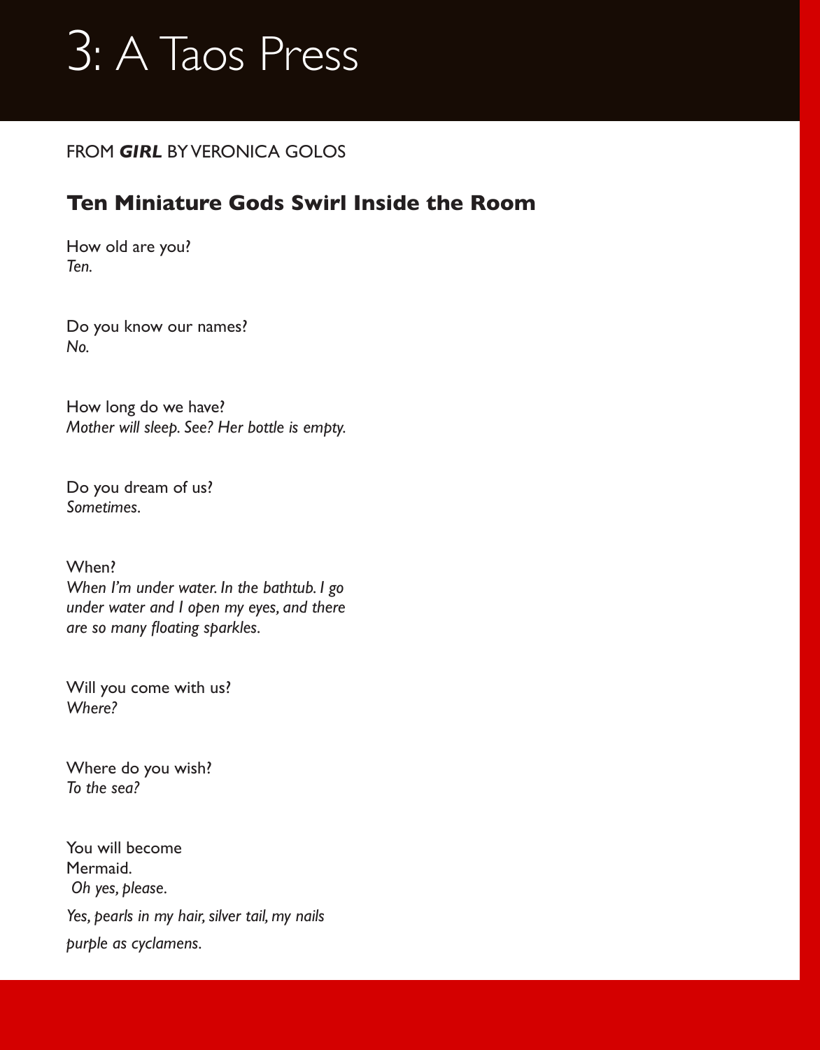# 3: A Taos Press

FROM ***GIRL*** BY VERONICA GOLOS

## Ten Miniature Gods Swirl Inside the Room

How old are you?
*Ten.*

Do you know our names?
*No.*

How long do we have?
*Mother will sleep. See? Her bottle is empty.*

Do you dream of us?
*Sometimes.*

When?
*When I'm under water. In the bathtub. I go*
*under water and I open my eyes, and there*
*are so many floating sparkles.*

Will you come with us?
*Where?*

Where do you wish?
*To the sea?*

You will become
Mermaid.
*Oh yes, please.*
*Yes, pearls in my hair, silver tail, my nails*
*purple as cyclamens.*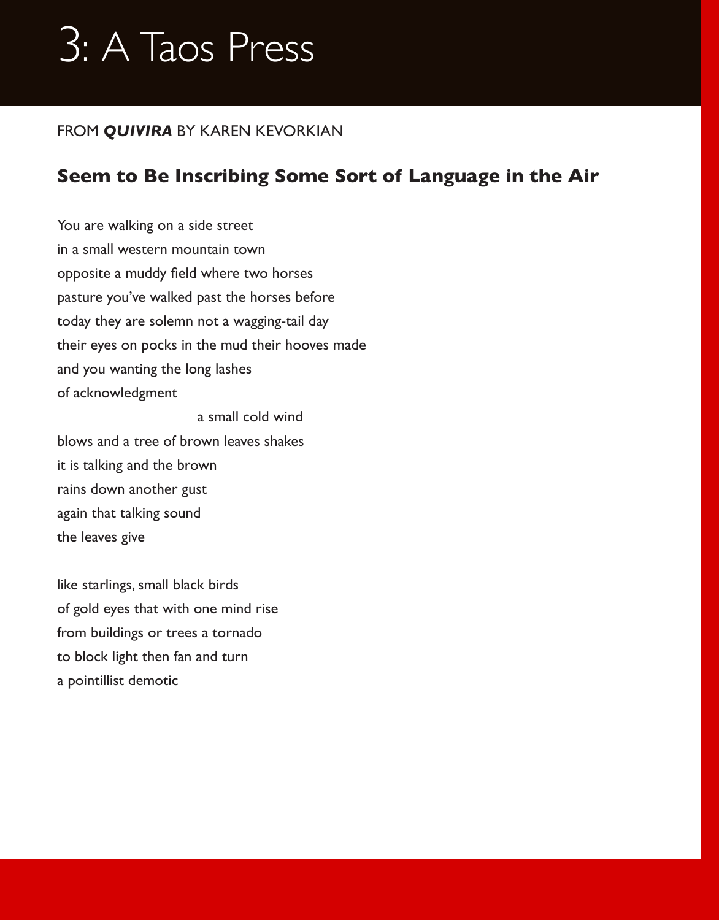# 3: A Taos Press

FROM ***QUIVIRA*** BY KAREN KEVORKIAN

## Seem to Be Inscribing Some Sort of Language in the Air

You are walking on a side street  
in a small western mountain town  
opposite a muddy field where two horses  
pasture you've walked past the horses before  
today they are solemn not a wagging-tail day  
their eyes on pocks in the mud their hooves made  
and you wanting the long lashes  
of acknowledgment

                                    a small cold wind  
blows and a tree of brown leaves shakes  
it is talking and the brown  
rains down another gust  
again that talking sound  
the leaves give

like starlings, small black birds  
of gold eyes that with one mind rise  
from buildings or trees a tornado  
to block light then fan and turn  
a pointillist demotic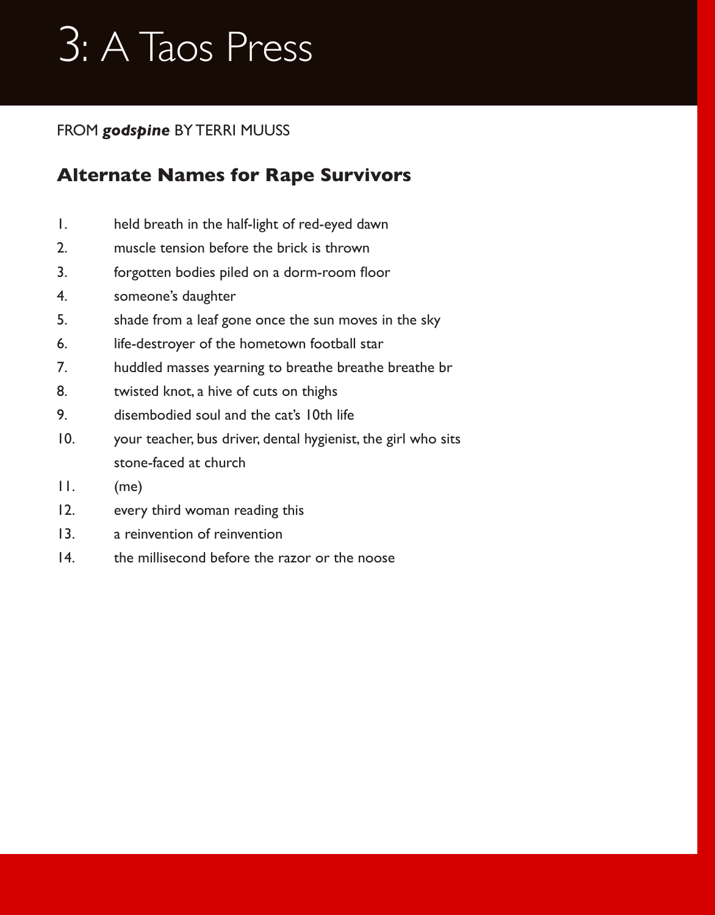# 3: A Taos Press

FROM ***godspine*** BY TERRI MUUSS

## Alternate Names for Rape Survivors

1. held breath in the half-light of red-eyed dawn
2. muscle tension before the brick is thrown
3. forgotten bodies piled on a dorm-room floor
4. someone's daughter
5. shade from a leaf gone once the sun moves in the sky
6. life-destroyer of the hometown football star
7. huddled masses yearning to breathe breathe breathe br
8. twisted knot, a hive of cuts on thighs
9. disembodied soul and the cat's 10th life
10. your teacher, bus driver, dental hygienist, the girl who sits stone-faced at church
11. (me)
12. every third woman reading this
13. a reinvention of reinvention
14. the millisecond before the razor or the noose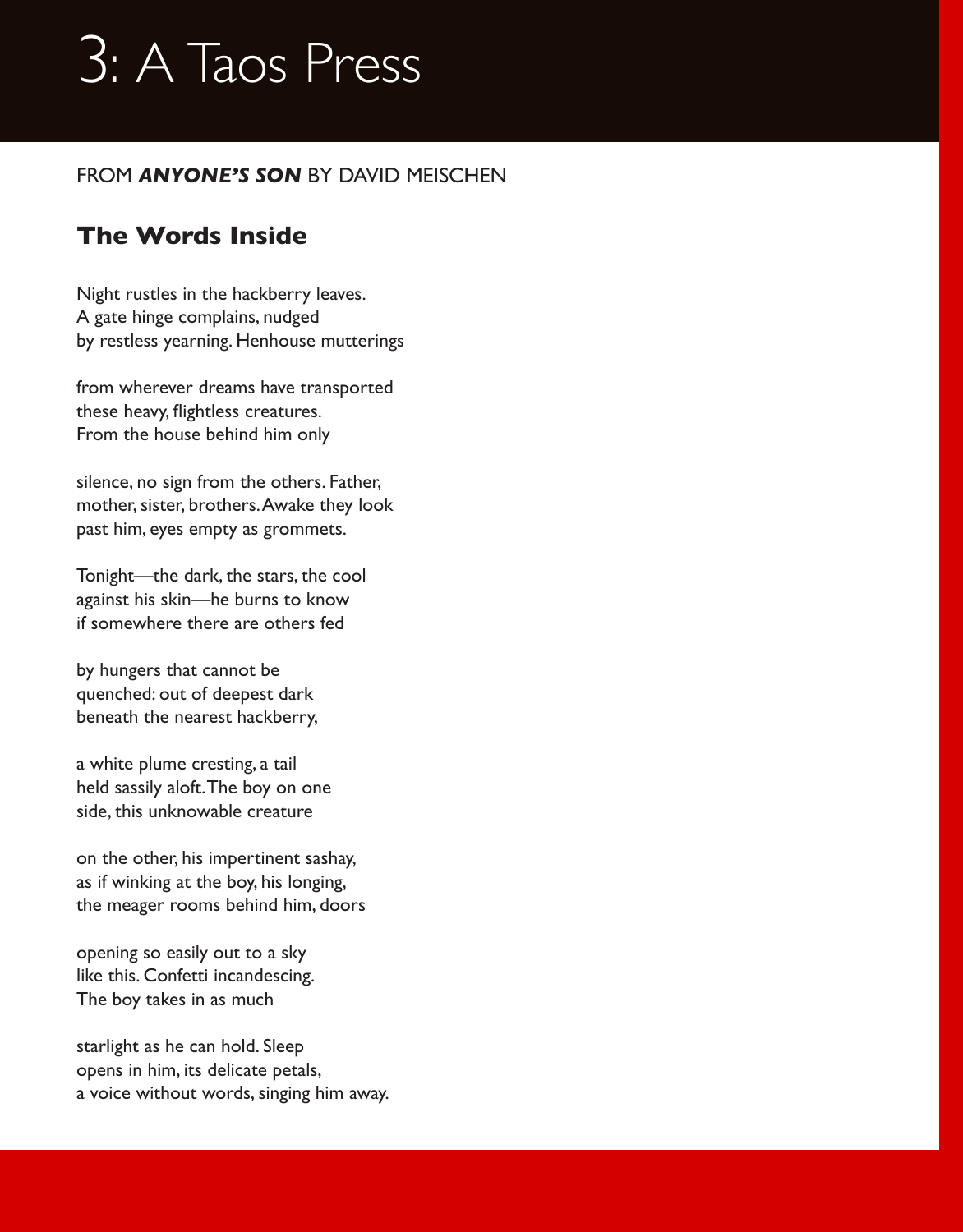# 3: A Taos Press

FROM ***ANYONE'S SON*** BY DAVID MEISCHEN

## The Words Inside

Night rustles in the hackberry leaves.  
A gate hinge complains, nudged  
by restless yearning. Henhouse mutterings

from wherever dreams have transported  
these heavy, flightless creatures.  
From the house behind him only

silence, no sign from the others. Father,  
mother, sister, brothers. Awake they look  
past him, eyes empty as grommets.

Tonight—the dark, the stars, the cool  
against his skin—he burns to know  
if somewhere there are others fed

by hungers that cannot be  
quenched: out of deepest dark  
beneath the nearest hackberry,

a white plume cresting, a tail  
held sassily aloft. The boy on one  
side, this unknowable creature

on the other, his impertinent sashay,  
as if winking at the boy, his longing,  
the meager rooms behind him, doors

opening so easily out to a sky  
like this. Confetti incandescing.  
The boy takes in as much

starlight as he can hold. Sleep  
opens in him, its delicate petals,  
a voice without words, singing him away.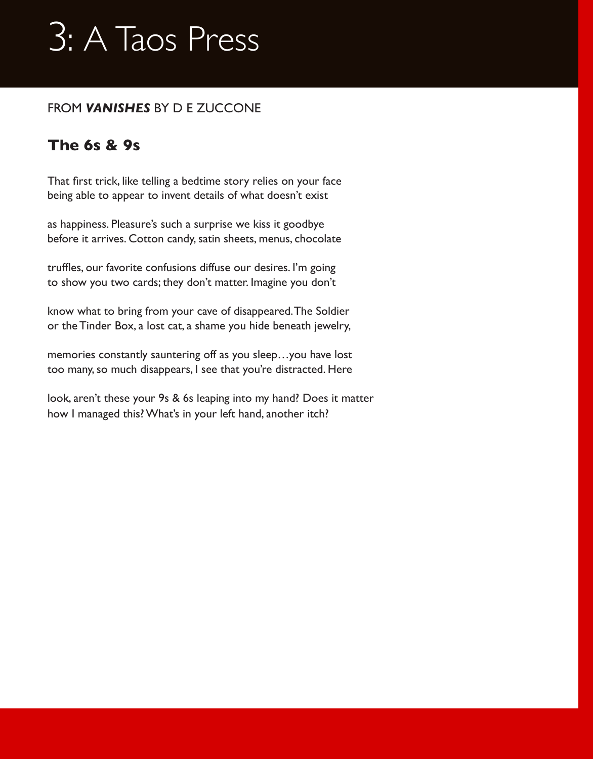# 3: A Taos Press

FROM ***VANISHES*** BY D E ZUCCONE

## The 6s & 9s

That first trick, like telling a bedtime story relies on your face
being able to appear to invent details of what doesn't exist

as happiness. Pleasure's such a surprise we kiss it goodbye
before it arrives. Cotton candy, satin sheets, menus, chocolate

truffles, our favorite confusions diffuse our desires. I'm going
to show you two cards; they don't matter. Imagine you don't

know what to bring from your cave of disappeared. The Soldier
or the Tinder Box, a lost cat, a shame you hide beneath jewelry,

memories constantly sauntering off as you sleep…you have lost
too many, so much disappears, I see that you're distracted. Here

look, aren't these your 9s & 6s leaping into my hand? Does it matter
how I managed this? What's in your left hand, another itch?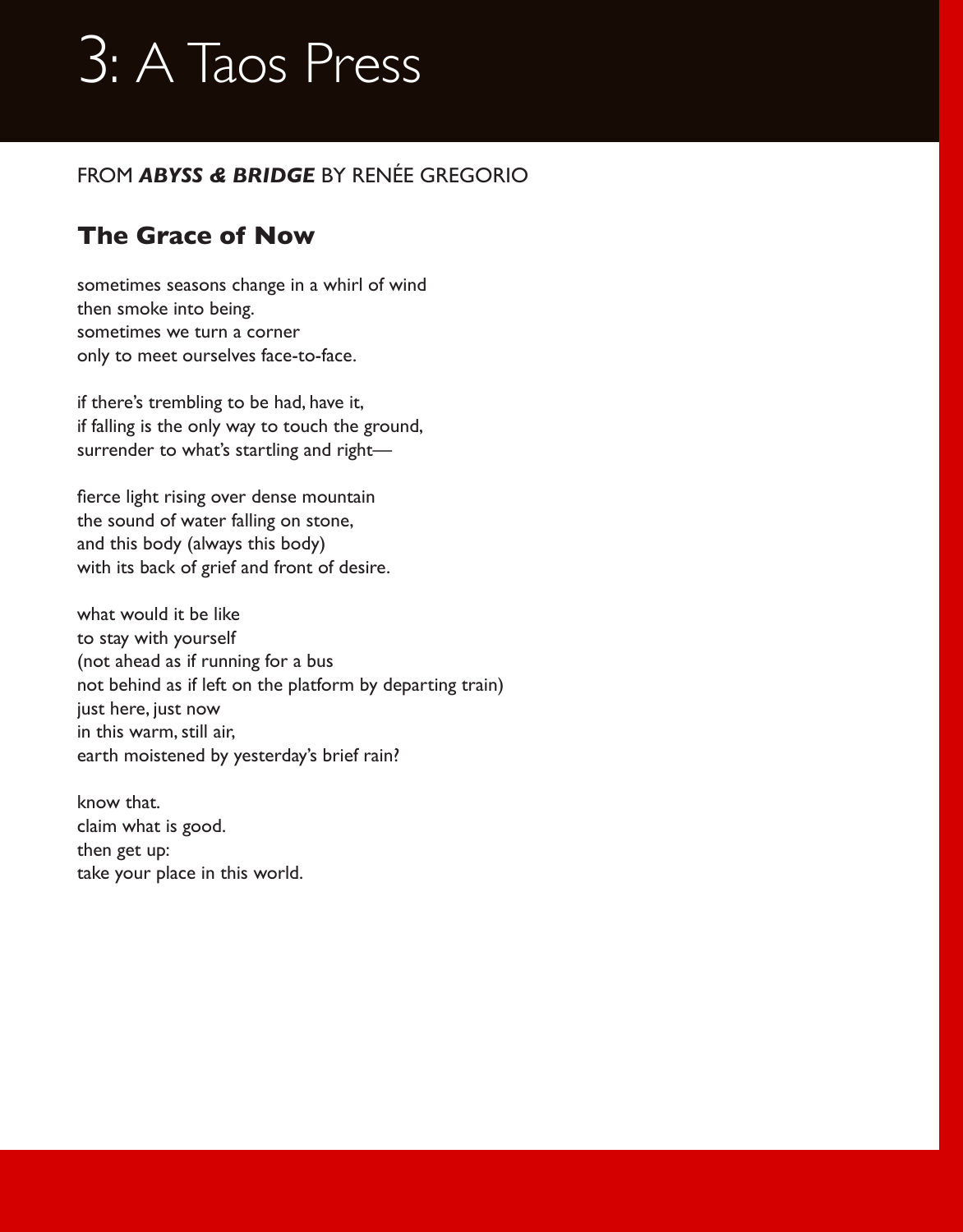# 3: A Taos Press

FROM ***ABYSS & BRIDGE*** BY RENÉE GREGORIO

## The Grace of Now

sometimes seasons change in a whirl of wind  
then smoke into being.  
sometimes we turn a corner  
only to meet ourselves face-to-face.

if there's trembling to be had, have it,  
if falling is the only way to touch the ground,  
surrender to what's startling and right—

fierce light rising over dense mountain  
the sound of water falling on stone,  
and this body (always this body)  
with its back of grief and front of desire.

what would it be like  
to stay with yourself  
(not ahead as if running for a bus  
not behind as if left on the platform by departing train)  
just here, just now  
in this warm, still air,  
earth moistened by yesterday's brief rain?

know that.  
claim what is good.  
then get up:  
take your place in this world.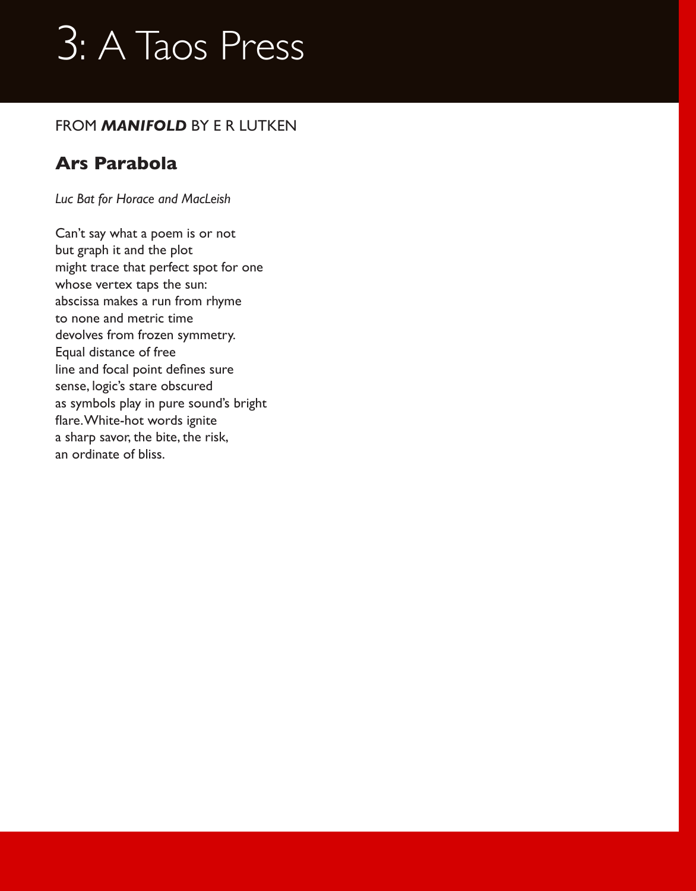# 3: A Taos Press

FROM ***MANIFOLD*** BY E R LUTKEN

## Ars Parabola

*Luc Bat for Horace and MacLeish*

Can't say what a poem is or not  
but graph it and the plot  
might trace that perfect spot for one  
whose vertex taps the sun:  
abscissa makes a run from rhyme  
to none and metric time  
devolves from frozen symmetry.  
Equal distance of free  
line and focal point defines sure  
sense, logic's stare obscured  
as symbols play in pure sound's bright  
flare. White-hot words ignite  
a sharp savor, the bite, the risk,  
an ordinate of bliss.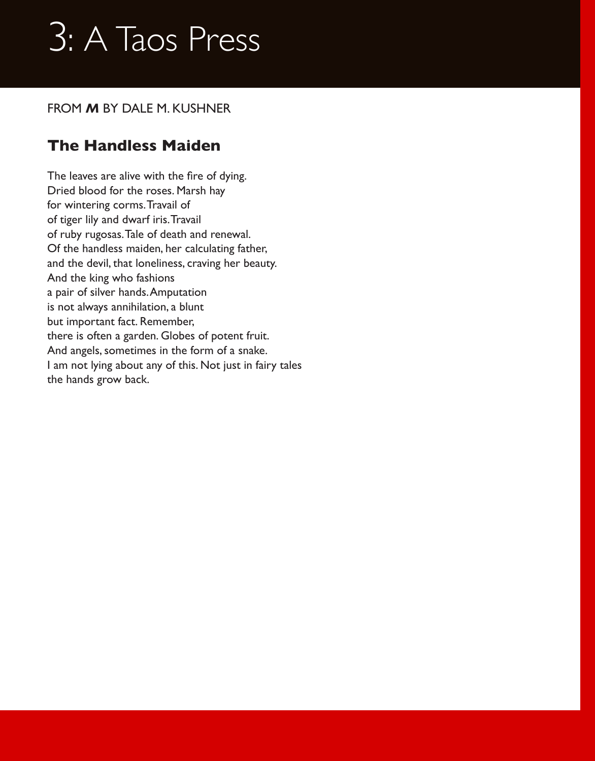# 3: A Taos Press

FROM ***M*** BY DALE M. KUSHNER

## The Handless Maiden

The leaves are alive with the fire of dying.  
Dried blood for the roses. Marsh hay  
for wintering corms. Travail of  
of tiger lily and dwarf iris. Travail  
of ruby rugosas. Tale of death and renewal.  
Of the handless maiden, her calculating father,  
and the devil, that loneliness, craving her beauty.  
And the king who fashions  
a pair of silver hands. Amputation  
is not always annihilation, a blunt  
but important fact. Remember,  
there is often a garden. Globes of potent fruit.  
And angels, sometimes in the form of a snake.  
I am not lying about any of this. Not just in fairy tales  
the hands grow back.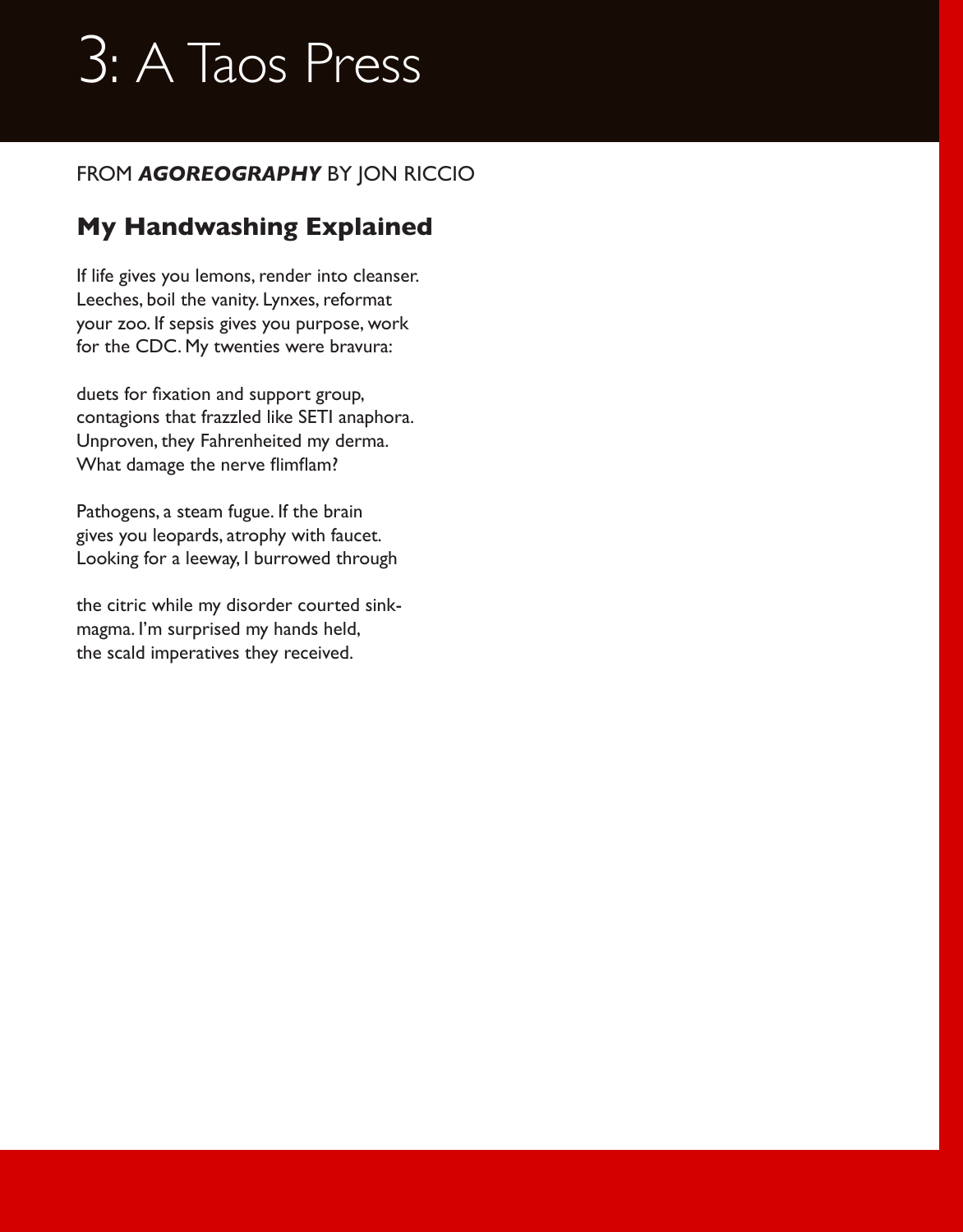# 3: A Taos Press

FROM ***AGOREOGRAPHY*** BY JON RICCIO

## My Handwashing Explained

If life gives you lemons, render into cleanser.
Leeches, boil the vanity. Lynxes, reformat
your zoo. If sepsis gives you purpose, work
for the CDC. My twenties were bravura:

duets for fixation and support group,
contagions that frazzled like SETI anaphora.
Unproven, they Fahrenheited my derma.
What damage the nerve flimflam?

Pathogens, a steam fugue. If the brain
gives you leopards, atrophy with faucet.
Looking for a leeway, I burrowed through

the citric while my disorder courted sink-
magma. I'm surprised my hands held,
the scald imperatives they received.